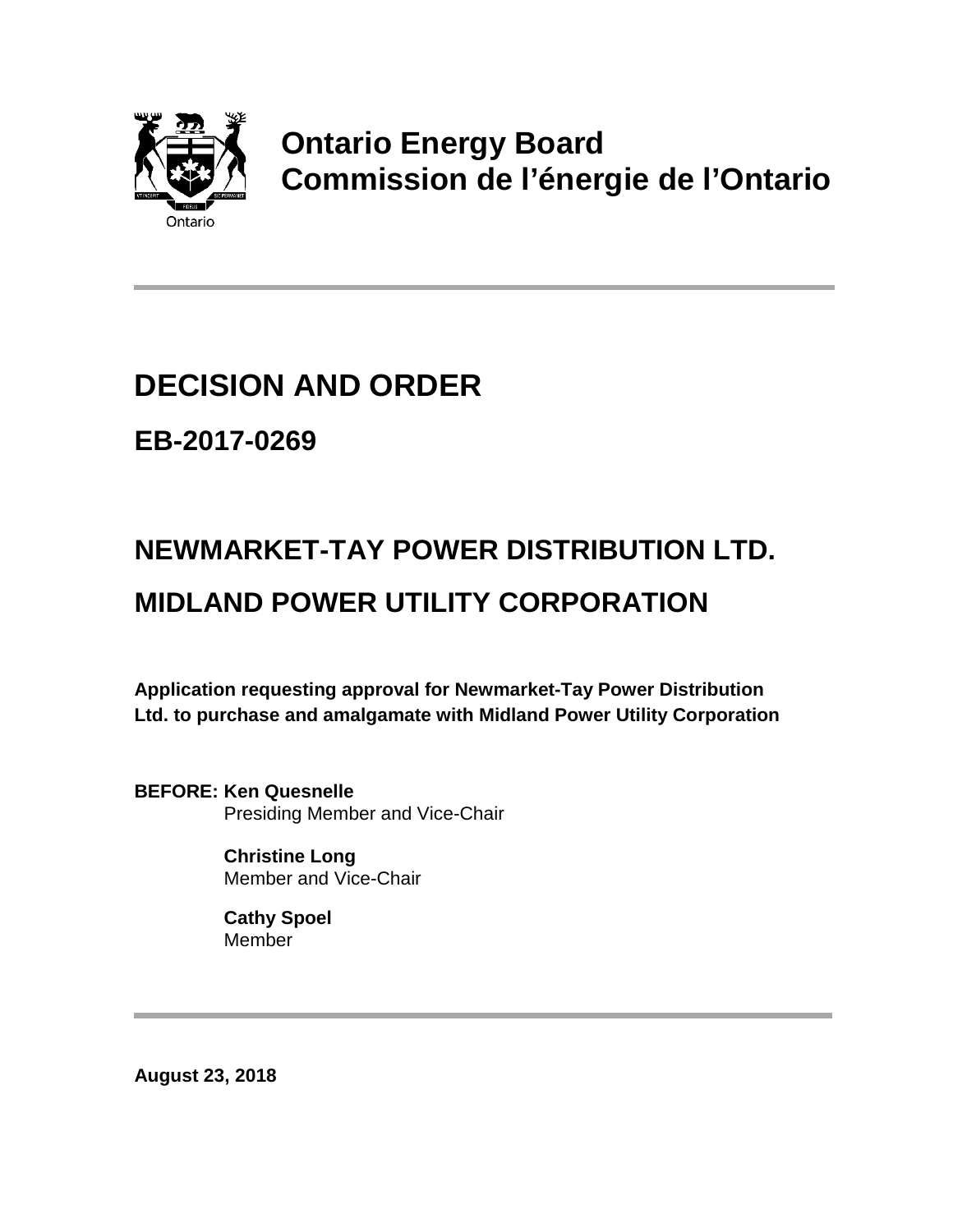**Ontario Energy Board**
**Commission de l'énergie de l'Ontario**

# DECISION AND ORDER

## EB-2017-0269

## NEWMARKET-TAY POWER DISTRIBUTION LTD.

## MIDLAND POWER UTILITY CORPORATION

**Application requesting approval for Newmarket-Tay Power Distribution Ltd. to purchase and amalgamate with Midland Power Utility Corporation**

**BEFORE: Ken Quesnelle**
Presiding Member and Vice-Chair

**Christine Long**
Member and Vice-Chair

**Cathy Spoel**
Member

**August 23, 2018**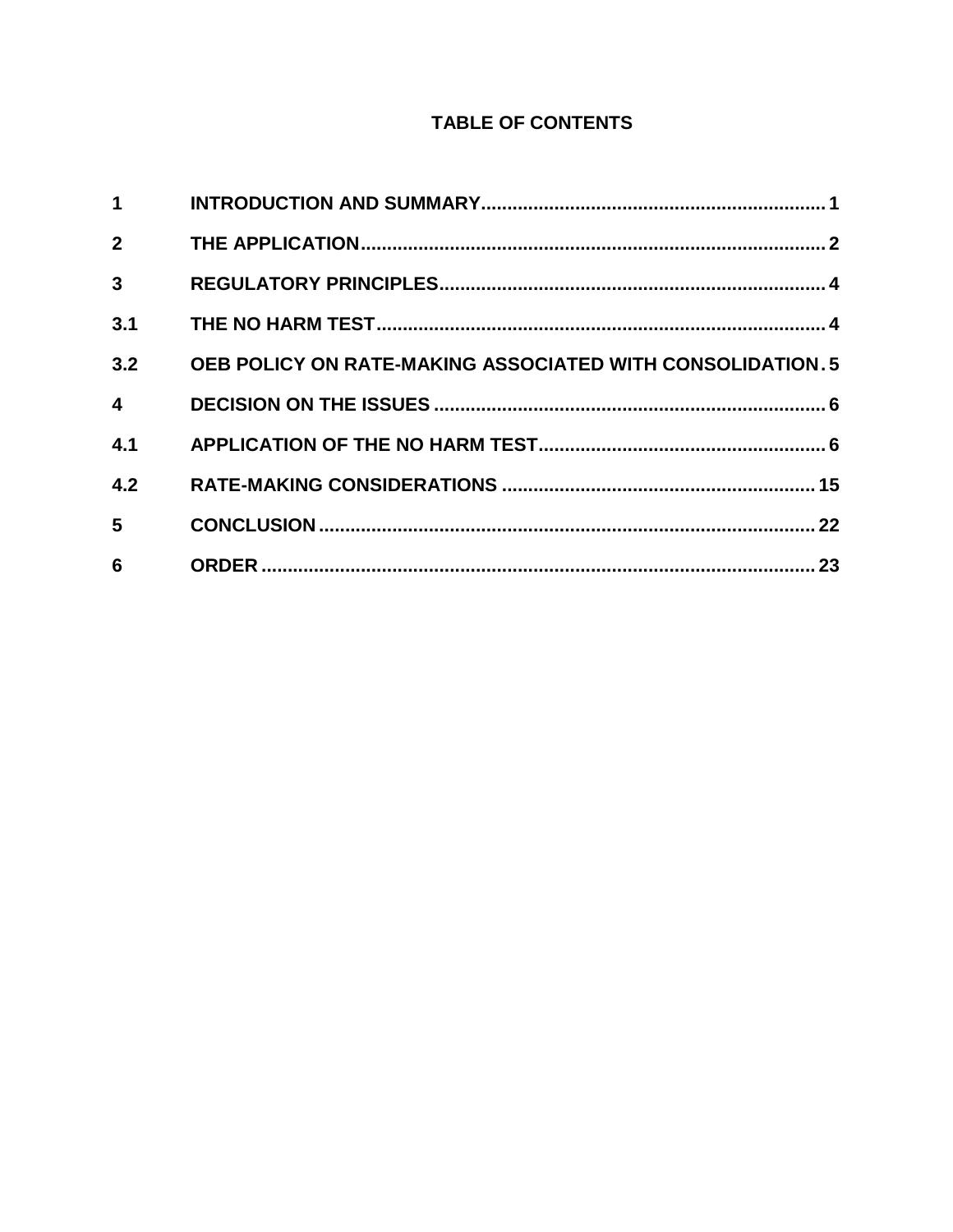# TABLE OF CONTENTS

| | | |
|---|---|---|
| 1 | INTRODUCTION AND SUMMARY | 1 |
| 2 | THE APPLICATION | 2 |
| 3 | REGULATORY PRINCIPLES | 4 |
| 3.1 | THE NO HARM TEST | 4 |
| 3.2 | OEB POLICY ON RATE-MAKING ASSOCIATED WITH CONSOLIDATION | 5 |
| 4 | DECISION ON THE ISSUES | 6 |
| 4.1 | APPLICATION OF THE NO HARM TEST | 6 |
| 4.2 | RATE-MAKING CONSIDERATIONS | 15 |
| 5 | CONCLUSION | 22 |
| 6 | ORDER | 23 |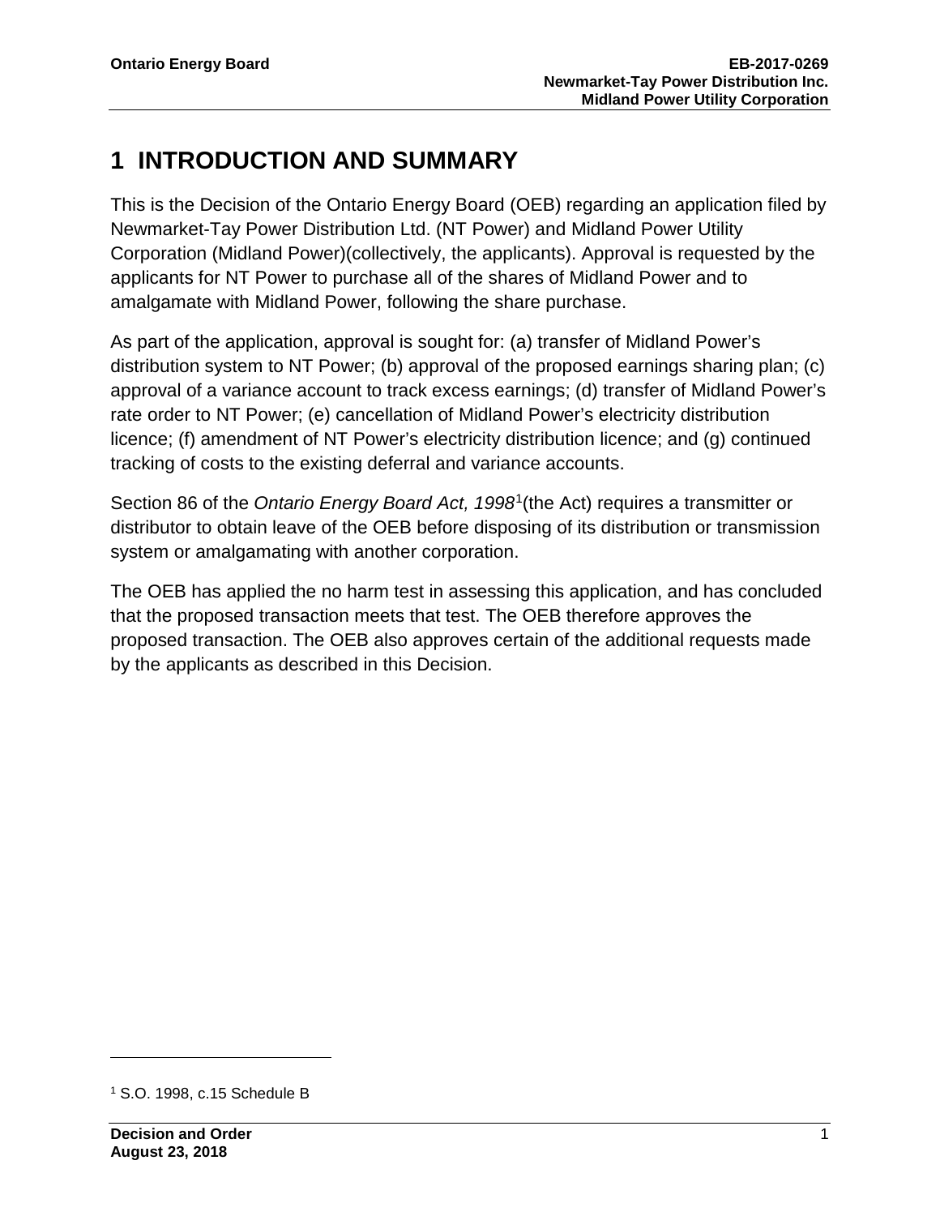# 1 INTRODUCTION AND SUMMARY

This is the Decision of the Ontario Energy Board (OEB) regarding an application filed by Newmarket-Tay Power Distribution Ltd. (NT Power) and Midland Power Utility Corporation (Midland Power)(collectively, the applicants). Approval is requested by the applicants for NT Power to purchase all of the shares of Midland Power and to amalgamate with Midland Power, following the share purchase.

As part of the application, approval is sought for: (a) transfer of Midland Power's distribution system to NT Power; (b) approval of the proposed earnings sharing plan; (c) approval of a variance account to track excess earnings; (d) transfer of Midland Power's rate order to NT Power; (e) cancellation of Midland Power's electricity distribution licence; (f) amendment of NT Power's electricity distribution licence; and (g) continued tracking of costs to the existing deferral and variance accounts.

Section 86 of the *Ontario Energy Board Act, 1998*[1](the Act) requires a transmitter or distributor to obtain leave of the OEB before disposing of its distribution or transmission system or amalgamating with another corporation.

The OEB has applied the no harm test in assessing this application, and has concluded that the proposed transaction meets that test. The OEB therefore approves the proposed transaction. The OEB also approves certain of the additional requests made by the applicants as described in this Decision.

---

[1] S.O. 1998, c.15 Schedule B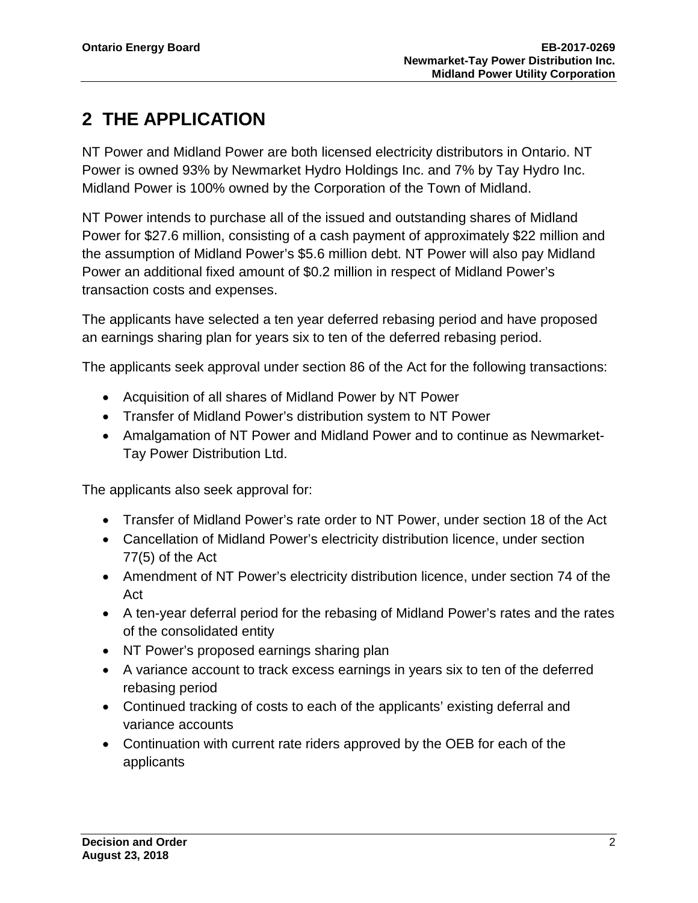# 2 THE APPLICATION

NT Power and Midland Power are both licensed electricity distributors in Ontario. NT Power is owned 93% by Newmarket Hydro Holdings Inc. and 7% by Tay Hydro Inc. Midland Power is 100% owned by the Corporation of the Town of Midland.

NT Power intends to purchase all of the issued and outstanding shares of Midland Power for $27.6 million, consisting of a cash payment of approximately $22 million and the assumption of Midland Power's $5.6 million debt. NT Power will also pay Midland Power an additional fixed amount of $0.2 million in respect of Midland Power's transaction costs and expenses.

The applicants have selected a ten year deferred rebasing period and have proposed an earnings sharing plan for years six to ten of the deferred rebasing period.

The applicants seek approval under section 86 of the Act for the following transactions:

- Acquisition of all shares of Midland Power by NT Power
- Transfer of Midland Power's distribution system to NT Power
- Amalgamation of NT Power and Midland Power and to continue as Newmarket-Tay Power Distribution Ltd.

The applicants also seek approval for:

- Transfer of Midland Power's rate order to NT Power, under section 18 of the Act
- Cancellation of Midland Power's electricity distribution licence, under section 77(5) of the Act
- Amendment of NT Power's electricity distribution licence, under section 74 of the Act
- A ten-year deferral period for the rebasing of Midland Power's rates and the rates of the consolidated entity
- NT Power's proposed earnings sharing plan
- A variance account to track excess earnings in years six to ten of the deferred rebasing period
- Continued tracking of costs to each of the applicants' existing deferral and variance accounts
- Continuation with current rate riders approved by the OEB for each of the applicants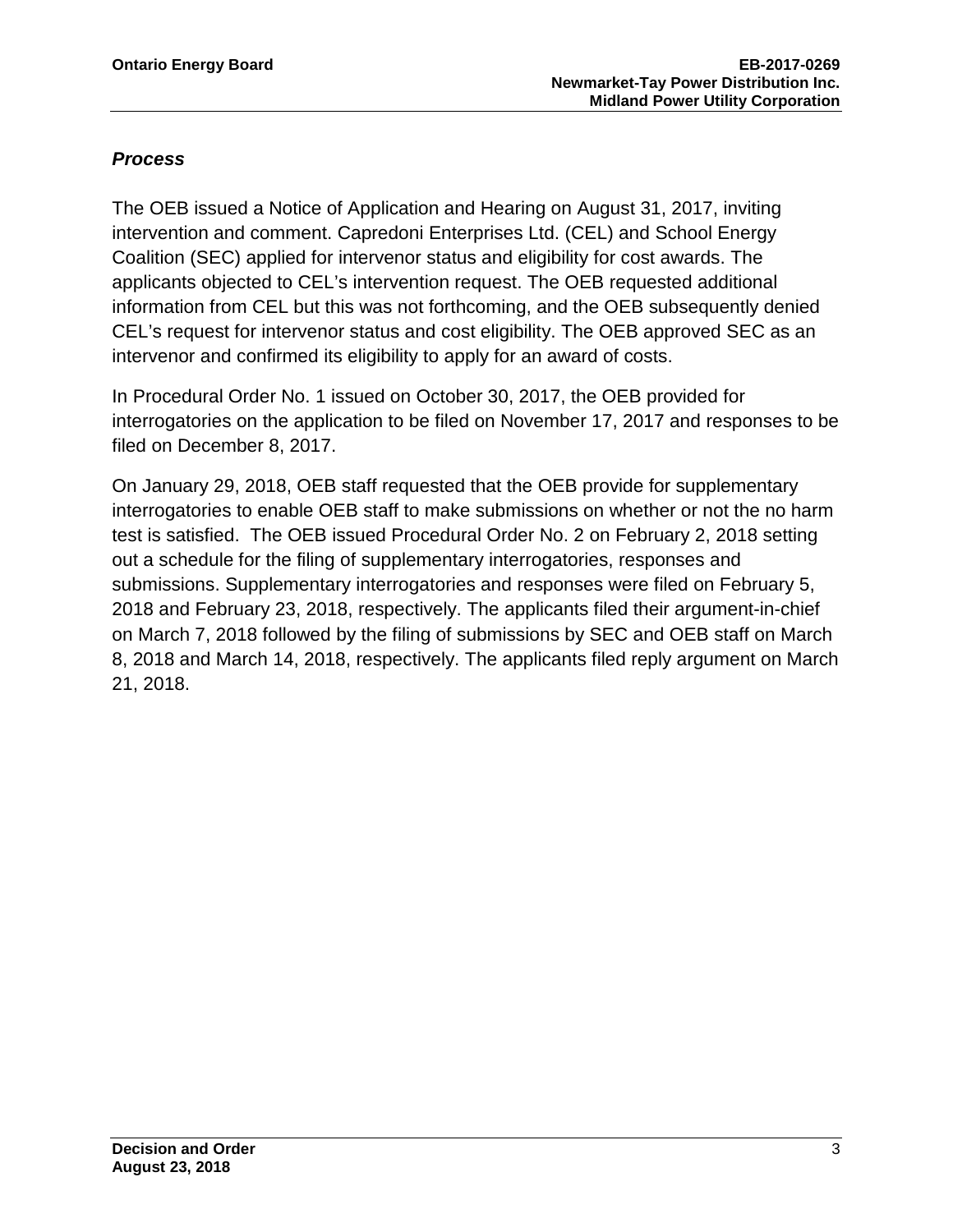### *Process*

The OEB issued a Notice of Application and Hearing on August 31, 2017, inviting intervention and comment. Capredoni Enterprises Ltd. (CEL) and School Energy Coalition (SEC) applied for intervenor status and eligibility for cost awards. The applicants objected to CEL's intervention request. The OEB requested additional information from CEL but this was not forthcoming, and the OEB subsequently denied CEL's request for intervenor status and cost eligibility. The OEB approved SEC as an intervenor and confirmed its eligibility to apply for an award of costs.

In Procedural Order No. 1 issued on October 30, 2017, the OEB provided for interrogatories on the application to be filed on November 17, 2017 and responses to be filed on December 8, 2017.

On January 29, 2018, OEB staff requested that the OEB provide for supplementary interrogatories to enable OEB staff to make submissions on whether or not the no harm test is satisfied. The OEB issued Procedural Order No. 2 on February 2, 2018 setting out a schedule for the filing of supplementary interrogatories, responses and submissions. Supplementary interrogatories and responses were filed on February 5, 2018 and February 23, 2018, respectively. The applicants filed their argument-in-chief on March 7, 2018 followed by the filing of submissions by SEC and OEB staff on March 8, 2018 and March 14, 2018, respectively. The applicants filed reply argument on March 21, 2018.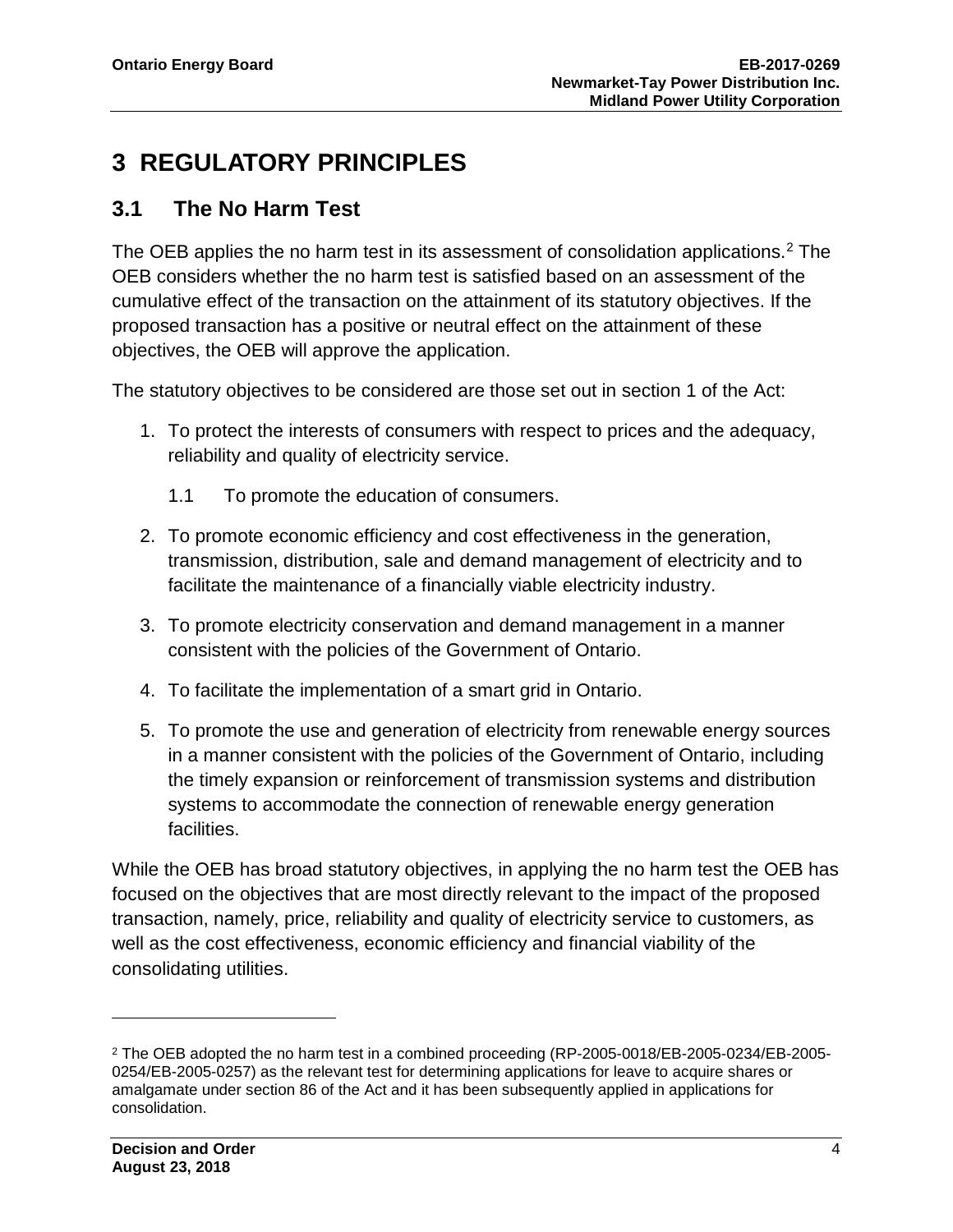# 3 REGULATORY PRINCIPLES

## 3.1 The No Harm Test

The OEB applies the no harm test in its assessment of consolidation applications.[2] The OEB considers whether the no harm test is satisfied based on an assessment of the cumulative effect of the transaction on the attainment of its statutory objectives. If the proposed transaction has a positive or neutral effect on the attainment of these objectives, the OEB will approve the application.

The statutory objectives to be considered are those set out in section 1 of the Act:

1. To protect the interests of consumers with respect to prices and the adequacy, reliability and quality of electricity service.

   1.1 To promote the education of consumers.

2. To promote economic efficiency and cost effectiveness in the generation, transmission, distribution, sale and demand management of electricity and to facilitate the maintenance of a financially viable electricity industry.
3. To promote electricity conservation and demand management in a manner consistent with the policies of the Government of Ontario.
4. To facilitate the implementation of a smart grid in Ontario.
5. To promote the use and generation of electricity from renewable energy sources in a manner consistent with the policies of the Government of Ontario, including the timely expansion or reinforcement of transmission systems and distribution systems to accommodate the connection of renewable energy generation facilities.

While the OEB has broad statutory objectives, in applying the no harm test the OEB has focused on the objectives that are most directly relevant to the impact of the proposed transaction, namely, price, reliability and quality of electricity service to customers, as well as the cost effectiveness, economic efficiency and financial viability of the consolidating utilities.

---

[2] The OEB adopted the no harm test in a combined proceeding (RP-2005-0018/EB-2005-0234/EB-2005-0254/EB-2005-0257) as the relevant test for determining applications for leave to acquire shares or amalgamate under section 86 of the Act and it has been subsequently applied in applications for consolidation.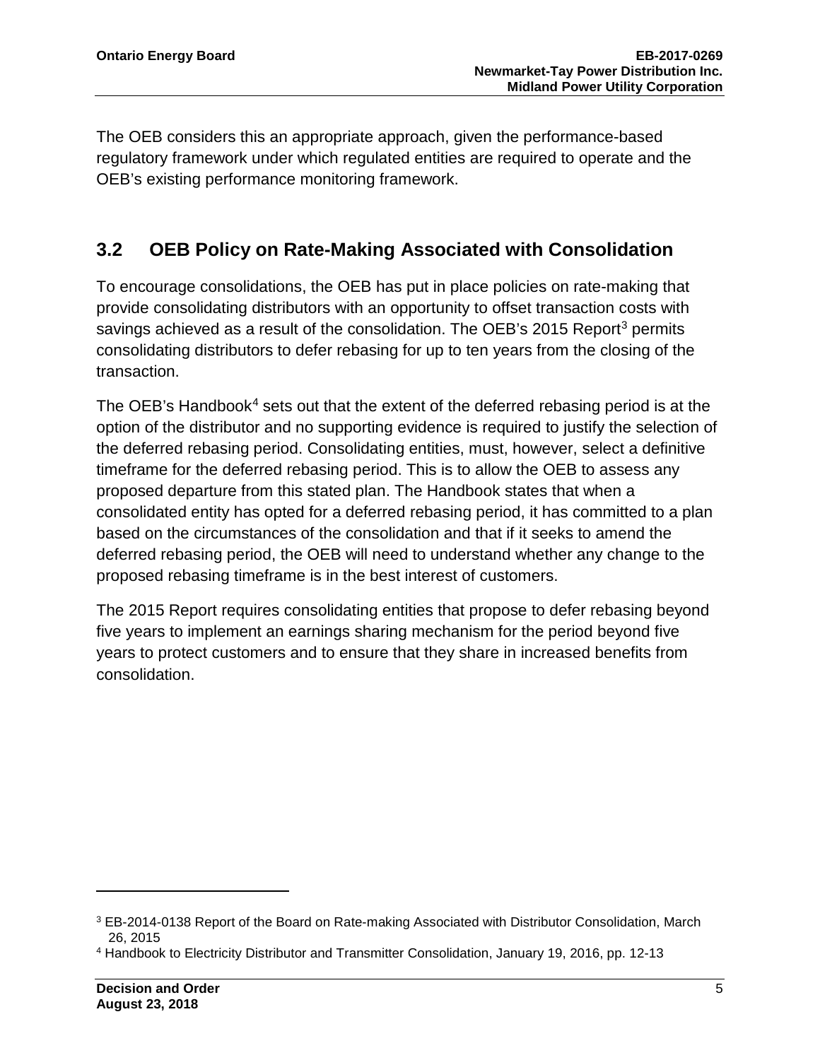The OEB considers this an appropriate approach, given the performance-based regulatory framework under which regulated entities are required to operate and the OEB's existing performance monitoring framework.

## 3.2 OEB Policy on Rate-Making Associated with Consolidation

To encourage consolidations, the OEB has put in place policies on rate-making that provide consolidating distributors with an opportunity to offset transaction costs with savings achieved as a result of the consolidation. The OEB's 2015 Report[3] permits consolidating distributors to defer rebasing for up to ten years from the closing of the transaction.

The OEB's Handbook[4] sets out that the extent of the deferred rebasing period is at the option of the distributor and no supporting evidence is required to justify the selection of the deferred rebasing period. Consolidating entities, must, however, select a definitive timeframe for the deferred rebasing period. This is to allow the OEB to assess any proposed departure from this stated plan. The Handbook states that when a consolidated entity has opted for a deferred rebasing period, it has committed to a plan based on the circumstances of the consolidation and that if it seeks to amend the deferred rebasing period, the OEB will need to understand whether any change to the proposed rebasing timeframe is in the best interest of customers.

The 2015 Report requires consolidating entities that propose to defer rebasing beyond five years to implement an earnings sharing mechanism for the period beyond five years to protect customers and to ensure that they share in increased benefits from consolidation.

---

[3] EB-2014-0138 Report of the Board on Rate-making Associated with Distributor Consolidation, March 26, 2015

[4] Handbook to Electricity Distributor and Transmitter Consolidation, January 19, 2016, pp. 12-13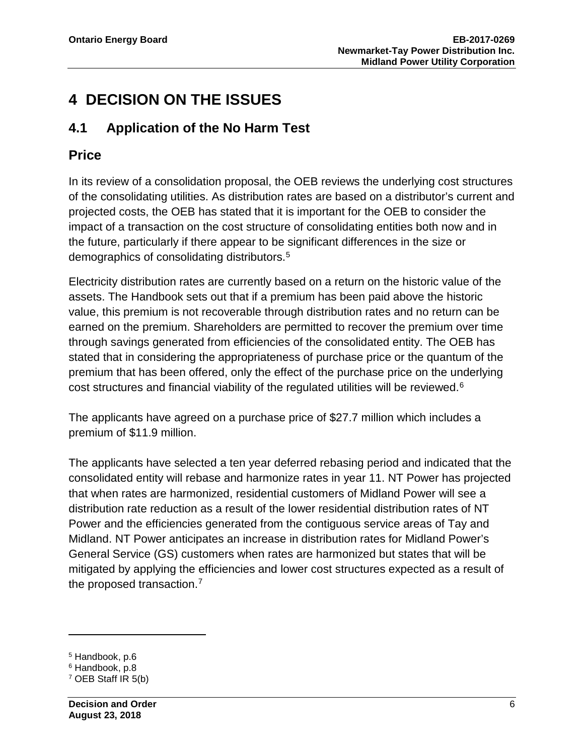# 4 DECISION ON THE ISSUES

## 4.1 Application of the No Harm Test

### Price

In its review of a consolidation proposal, the OEB reviews the underlying cost structures of the consolidating utilities. As distribution rates are based on a distributor's current and projected costs, the OEB has stated that it is important for the OEB to consider the impact of a transaction on the cost structure of consolidating entities both now and in the future, particularly if there appear to be significant differences in the size or demographics of consolidating distributors.[5]

Electricity distribution rates are currently based on a return on the historic value of the assets. The Handbook sets out that if a premium has been paid above the historic value, this premium is not recoverable through distribution rates and no return can be earned on the premium. Shareholders are permitted to recover the premium over time through savings generated from efficiencies of the consolidated entity. The OEB has stated that in considering the appropriateness of purchase price or the quantum of the premium that has been offered, only the effect of the purchase price on the underlying cost structures and financial viability of the regulated utilities will be reviewed.[6]

The applicants have agreed on a purchase price of $27.7 million which includes a premium of $11.9 million.

The applicants have selected a ten year deferred rebasing period and indicated that the consolidated entity will rebase and harmonize rates in year 11. NT Power has projected that when rates are harmonized, residential customers of Midland Power will see a distribution rate reduction as a result of the lower residential distribution rates of NT Power and the efficiencies generated from the contiguous service areas of Tay and Midland. NT Power anticipates an increase in distribution rates for Midland Power's General Service (GS) customers when rates are harmonized but states that will be mitigated by applying the efficiencies and lower cost structures expected as a result of the proposed transaction.[7]

---

[5] Handbook, p.6
[6] Handbook, p.8
[7] OEB Staff IR 5(b)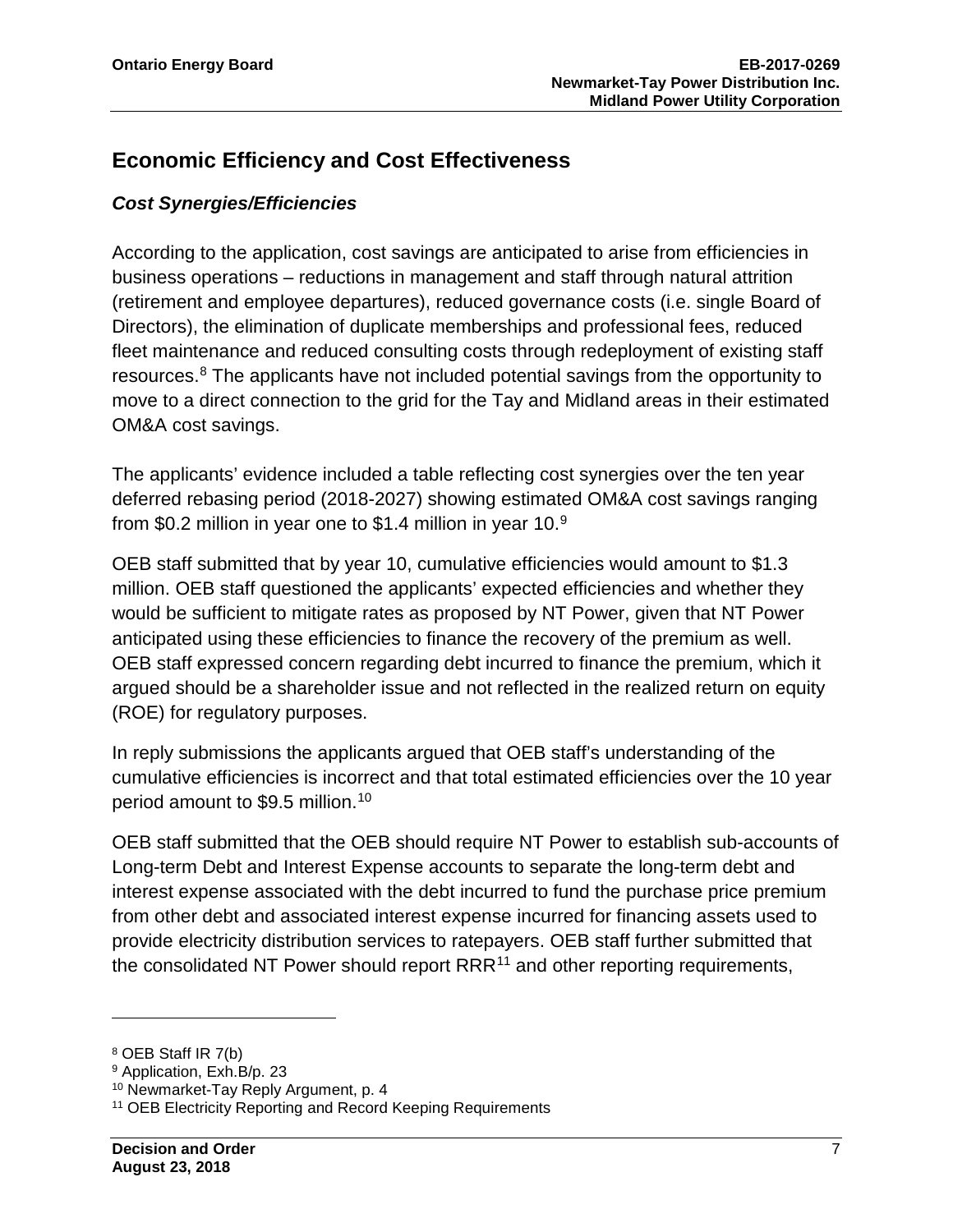## Economic Efficiency and Cost Effectiveness

### *Cost Synergies/Efficiencies*

According to the application, cost savings are anticipated to arise from efficiencies in business operations – reductions in management and staff through natural attrition (retirement and employee departures), reduced governance costs (i.e. single Board of Directors), the elimination of duplicate memberships and professional fees, reduced fleet maintenance and reduced consulting costs through redeployment of existing staff resources.[8] The applicants have not included potential savings from the opportunity to move to a direct connection to the grid for the Tay and Midland areas in their estimated OM&A cost savings.

The applicants' evidence included a table reflecting cost synergies over the ten year deferred rebasing period (2018-2027) showing estimated OM&A cost savings ranging from \$0.2 million in year one to \$1.4 million in year 10.[9]

OEB staff submitted that by year 10, cumulative efficiencies would amount to \$1.3 million. OEB staff questioned the applicants' expected efficiencies and whether they would be sufficient to mitigate rates as proposed by NT Power, given that NT Power anticipated using these efficiencies to finance the recovery of the premium as well. OEB staff expressed concern regarding debt incurred to finance the premium, which it argued should be a shareholder issue and not reflected in the realized return on equity (ROE) for regulatory purposes.

In reply submissions the applicants argued that OEB staff's understanding of the cumulative efficiencies is incorrect and that total estimated efficiencies over the 10 year period amount to \$9.5 million.[10]

OEB staff submitted that the OEB should require NT Power to establish sub-accounts of Long-term Debt and Interest Expense accounts to separate the long-term debt and interest expense associated with the debt incurred to fund the purchase price premium from other debt and associated interest expense incurred for financing assets used to provide electricity distribution services to ratepayers. OEB staff further submitted that the consolidated NT Power should report RRR[11] and other reporting requirements,

---

[8] OEB Staff IR 7(b)

[9] Application, Exh.B/p. 23

[10] Newmarket-Tay Reply Argument, p. 4

[11] OEB Electricity Reporting and Record Keeping Requirements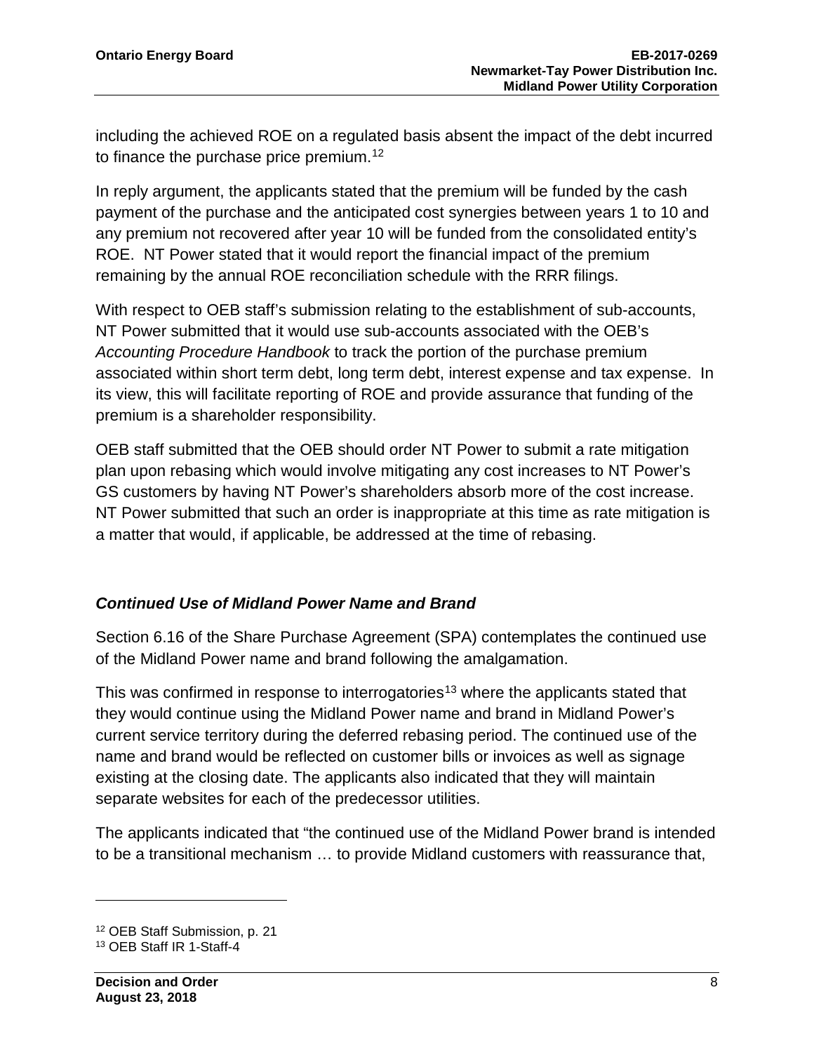including the achieved ROE on a regulated basis absent the impact of the debt incurred to finance the purchase price premium.[12]

In reply argument, the applicants stated that the premium will be funded by the cash payment of the purchase and the anticipated cost synergies between years 1 to 10 and any premium not recovered after year 10 will be funded from the consolidated entity's ROE. NT Power stated that it would report the financial impact of the premium remaining by the annual ROE reconciliation schedule with the RRR filings.

With respect to OEB staff's submission relating to the establishment of sub-accounts, NT Power submitted that it would use sub-accounts associated with the OEB's *Accounting Procedure Handbook* to track the portion of the purchase premium associated within short term debt, long term debt, interest expense and tax expense. In its view, this will facilitate reporting of ROE and provide assurance that funding of the premium is a shareholder responsibility.

OEB staff submitted that the OEB should order NT Power to submit a rate mitigation plan upon rebasing which would involve mitigating any cost increases to NT Power's GS customers by having NT Power's shareholders absorb more of the cost increase. NT Power submitted that such an order is inappropriate at this time as rate mitigation is a matter that would, if applicable, be addressed at the time of rebasing.

### ***Continued Use of Midland Power Name and Brand***

Section 6.16 of the Share Purchase Agreement (SPA) contemplates the continued use of the Midland Power name and brand following the amalgamation.

This was confirmed in response to interrogatories[13] where the applicants stated that they would continue using the Midland Power name and brand in Midland Power's current service territory during the deferred rebasing period. The continued use of the name and brand would be reflected on customer bills or invoices as well as signage existing at the closing date. The applicants also indicated that they will maintain separate websites for each of the predecessor utilities.

The applicants indicated that "the continued use of the Midland Power brand is intended to be a transitional mechanism … to provide Midland customers with reassurance that,

---

[12] OEB Staff Submission, p. 21

[13] OEB Staff IR 1-Staff-4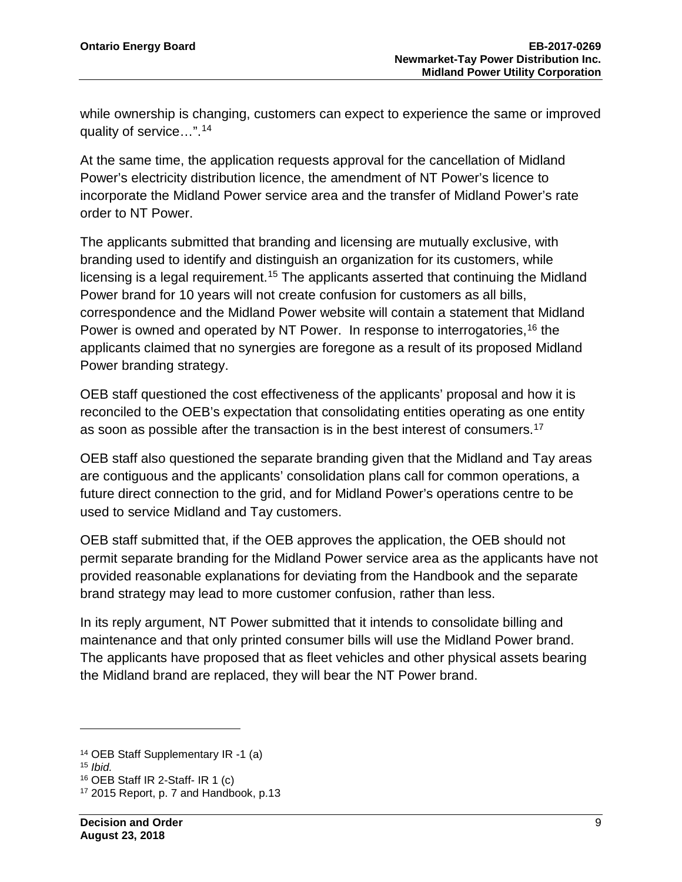while ownership is changing, customers can expect to experience the same or improved quality of service…".[14]

At the same time, the application requests approval for the cancellation of Midland Power's electricity distribution licence, the amendment of NT Power's licence to incorporate the Midland Power service area and the transfer of Midland Power's rate order to NT Power.

The applicants submitted that branding and licensing are mutually exclusive, with branding used to identify and distinguish an organization for its customers, while licensing is a legal requirement.[15] The applicants asserted that continuing the Midland Power brand for 10 years will not create confusion for customers as all bills, correspondence and the Midland Power website will contain a statement that Midland Power is owned and operated by NT Power. In response to interrogatories,[16] the applicants claimed that no synergies are foregone as a result of its proposed Midland Power branding strategy.

OEB staff questioned the cost effectiveness of the applicants' proposal and how it is reconciled to the OEB's expectation that consolidating entities operating as one entity as soon as possible after the transaction is in the best interest of consumers.[17]

OEB staff also questioned the separate branding given that the Midland and Tay areas are contiguous and the applicants' consolidation plans call for common operations, a future direct connection to the grid, and for Midland Power's operations centre to be used to service Midland and Tay customers.

OEB staff submitted that, if the OEB approves the application, the OEB should not permit separate branding for the Midland Power service area as the applicants have not provided reasonable explanations for deviating from the Handbook and the separate brand strategy may lead to more customer confusion, rather than less.

In its reply argument, NT Power submitted that it intends to consolidate billing and maintenance and that only printed consumer bills will use the Midland Power brand. The applicants have proposed that as fleet vehicles and other physical assets bearing the Midland brand are replaced, they will bear the NT Power brand.

---

[14] OEB Staff Supplementary IR -1 (a)

[15] *Ibid.*

[16] OEB Staff IR 2-Staff- IR 1 (c)

[17] 2015 Report, p. 7 and Handbook, p.13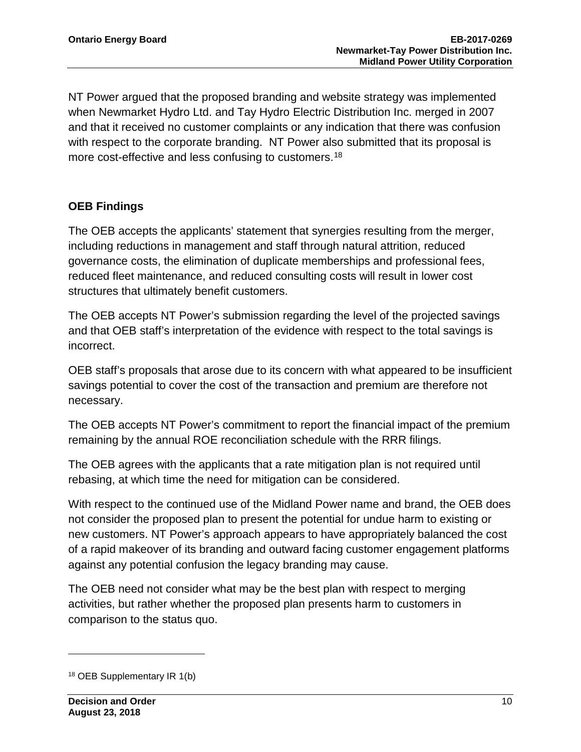NT Power argued that the proposed branding and website strategy was implemented when Newmarket Hydro Ltd. and Tay Hydro Electric Distribution Inc. merged in 2007 and that it received no customer complaints or any indication that there was confusion with respect to the corporate branding. NT Power also submitted that its proposal is more cost-effective and less confusing to customers.[18]

## OEB Findings

The OEB accepts the applicants' statement that synergies resulting from the merger, including reductions in management and staff through natural attrition, reduced governance costs, the elimination of duplicate memberships and professional fees, reduced fleet maintenance, and reduced consulting costs will result in lower cost structures that ultimately benefit customers.

The OEB accepts NT Power's submission regarding the level of the projected savings and that OEB staff's interpretation of the evidence with respect to the total savings is incorrect.

OEB staff's proposals that arose due to its concern with what appeared to be insufficient savings potential to cover the cost of the transaction and premium are therefore not necessary.

The OEB accepts NT Power's commitment to report the financial impact of the premium remaining by the annual ROE reconciliation schedule with the RRR filings.

The OEB agrees with the applicants that a rate mitigation plan is not required until rebasing, at which time the need for mitigation can be considered.

With respect to the continued use of the Midland Power name and brand, the OEB does not consider the proposed plan to present the potential for undue harm to existing or new customers. NT Power's approach appears to have appropriately balanced the cost of a rapid makeover of its branding and outward facing customer engagement platforms against any potential confusion the legacy branding may cause.

The OEB need not consider what may be the best plan with respect to merging activities, but rather whether the proposed plan presents harm to customers in comparison to the status quo.

[18] OEB Supplementary IR 1(b)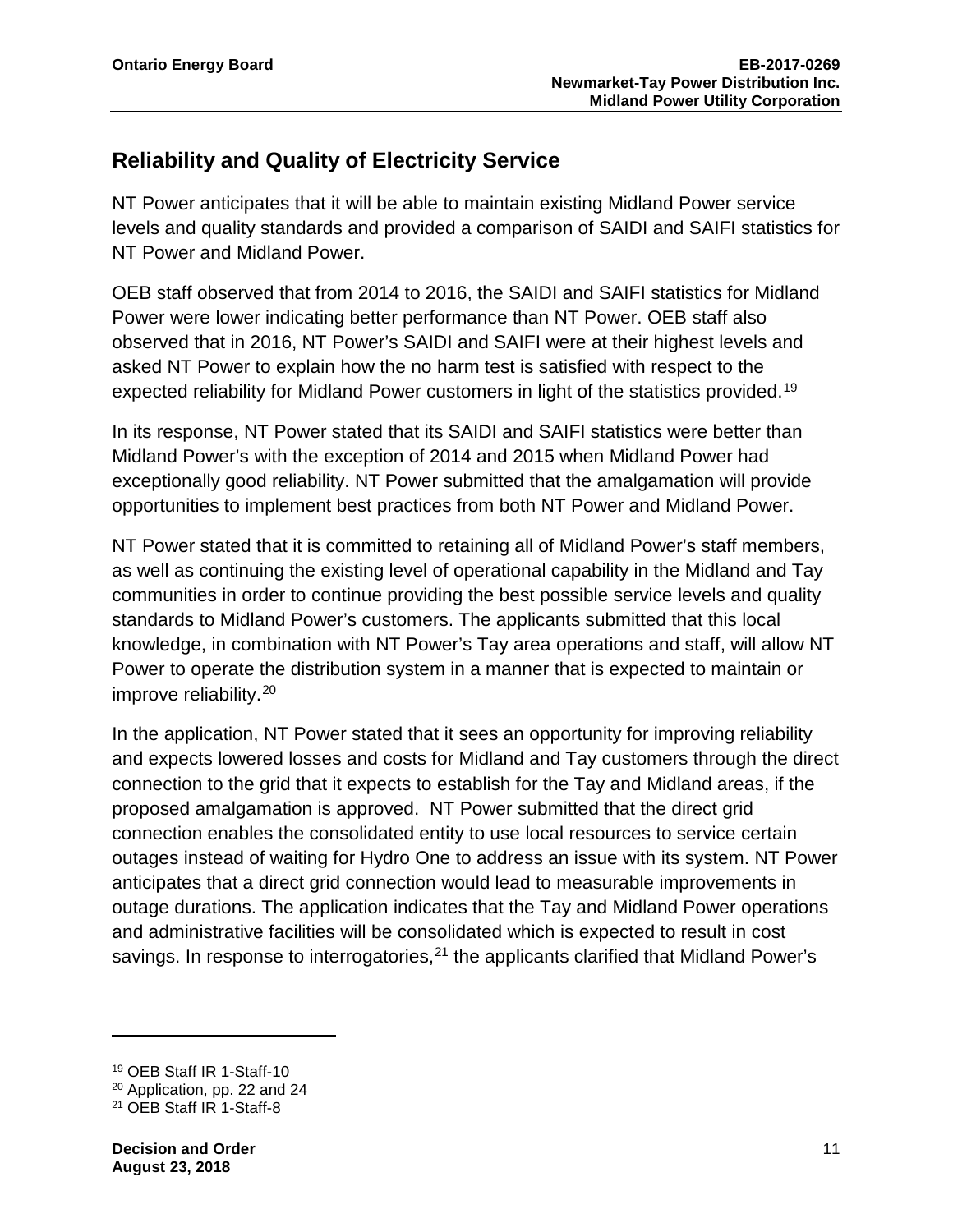## Reliability and Quality of Electricity Service

NT Power anticipates that it will be able to maintain existing Midland Power service levels and quality standards and provided a comparison of SAIDI and SAIFI statistics for NT Power and Midland Power.

OEB staff observed that from 2014 to 2016, the SAIDI and SAIFI statistics for Midland Power were lower indicating better performance than NT Power. OEB staff also observed that in 2016, NT Power's SAIDI and SAIFI were at their highest levels and asked NT Power to explain how the no harm test is satisfied with respect to the expected reliability for Midland Power customers in light of the statistics provided.[19]

In its response, NT Power stated that its SAIDI and SAIFI statistics were better than Midland Power's with the exception of 2014 and 2015 when Midland Power had exceptionally good reliability. NT Power submitted that the amalgamation will provide opportunities to implement best practices from both NT Power and Midland Power.

NT Power stated that it is committed to retaining all of Midland Power's staff members, as well as continuing the existing level of operational capability in the Midland and Tay communities in order to continue providing the best possible service levels and quality standards to Midland Power's customers. The applicants submitted that this local knowledge, in combination with NT Power's Tay area operations and staff, will allow NT Power to operate the distribution system in a manner that is expected to maintain or improve reliability.[20]

In the application, NT Power stated that it sees an opportunity for improving reliability and expects lowered losses and costs for Midland and Tay customers through the direct connection to the grid that it expects to establish for the Tay and Midland areas, if the proposed amalgamation is approved. NT Power submitted that the direct grid connection enables the consolidated entity to use local resources to service certain outages instead of waiting for Hydro One to address an issue with its system. NT Power anticipates that a direct grid connection would lead to measurable improvements in outage durations. The application indicates that the Tay and Midland Power operations and administrative facilities will be consolidated which is expected to result in cost savings. In response to interrogatories,[21] the applicants clarified that Midland Power's

---

[19] OEB Staff IR 1-Staff-10

[20] Application, pp. 22 and 24

[21] OEB Staff IR 1-Staff-8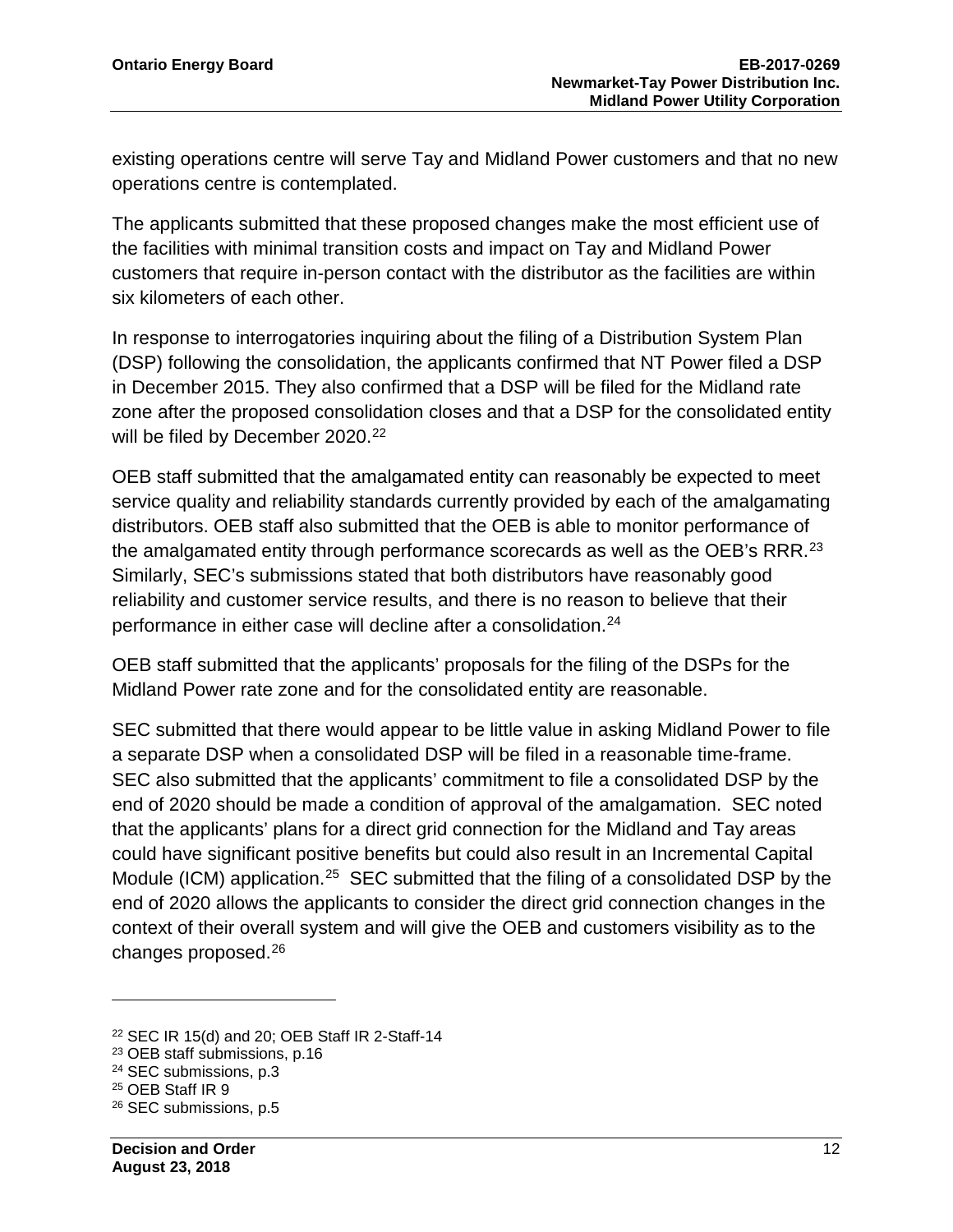existing operations centre will serve Tay and Midland Power customers and that no new operations centre is contemplated.

The applicants submitted that these proposed changes make the most efficient use of the facilities with minimal transition costs and impact on Tay and Midland Power customers that require in-person contact with the distributor as the facilities are within six kilometers of each other.

In response to interrogatories inquiring about the filing of a Distribution System Plan (DSP) following the consolidation, the applicants confirmed that NT Power filed a DSP in December 2015. They also confirmed that a DSP will be filed for the Midland rate zone after the proposed consolidation closes and that a DSP for the consolidated entity will be filed by December 2020.[22]

OEB staff submitted that the amalgamated entity can reasonably be expected to meet service quality and reliability standards currently provided by each of the amalgamating distributors. OEB staff also submitted that the OEB is able to monitor performance of the amalgamated entity through performance scorecards as well as the OEB's RRR.[23] Similarly, SEC's submissions stated that both distributors have reasonably good reliability and customer service results, and there is no reason to believe that their performance in either case will decline after a consolidation.[24]

OEB staff submitted that the applicants' proposals for the filing of the DSPs for the Midland Power rate zone and for the consolidated entity are reasonable.

SEC submitted that there would appear to be little value in asking Midland Power to file a separate DSP when a consolidated DSP will be filed in a reasonable time-frame. SEC also submitted that the applicants' commitment to file a consolidated DSP by the end of 2020 should be made a condition of approval of the amalgamation. SEC noted that the applicants' plans for a direct grid connection for the Midland and Tay areas could have significant positive benefits but could also result in an Incremental Capital Module (ICM) application.[25] SEC submitted that the filing of a consolidated DSP by the end of 2020 allows the applicants to consider the direct grid connection changes in the context of their overall system and will give the OEB and customers visibility as to the changes proposed.[26]

---

[22] SEC IR 15(d) and 20; OEB Staff IR 2-Staff-14

[23] OEB staff submissions, p.16

[24] SEC submissions, p.3

[25] OEB Staff IR 9

[26] SEC submissions, p.5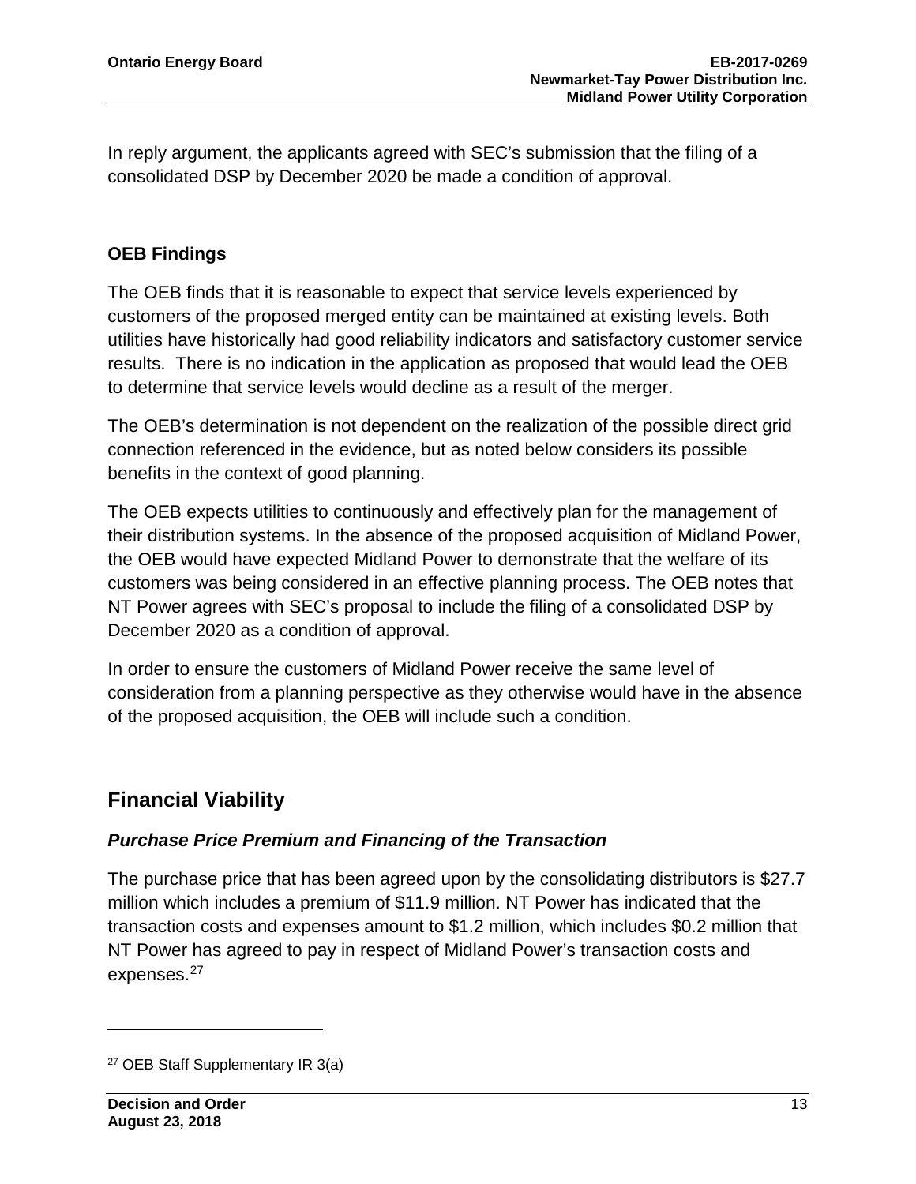In reply argument, the applicants agreed with SEC's submission that the filing of a consolidated DSP by December 2020 be made a condition of approval.

### OEB Findings

The OEB finds that it is reasonable to expect that service levels experienced by customers of the proposed merged entity can be maintained at existing levels. Both utilities have historically had good reliability indicators and satisfactory customer service results. There is no indication in the application as proposed that would lead the OEB to determine that service levels would decline as a result of the merger.

The OEB's determination is not dependent on the realization of the possible direct grid connection referenced in the evidence, but as noted below considers its possible benefits in the context of good planning.

The OEB expects utilities to continuously and effectively plan for the management of their distribution systems. In the absence of the proposed acquisition of Midland Power, the OEB would have expected Midland Power to demonstrate that the welfare of its customers was being considered in an effective planning process. The OEB notes that NT Power agrees with SEC's proposal to include the filing of a consolidated DSP by December 2020 as a condition of approval.

In order to ensure the customers of Midland Power receive the same level of consideration from a planning perspective as they otherwise would have in the absence of the proposed acquisition, the OEB will include such a condition.

## Financial Viability

### *Purchase Price Premium and Financing of the Transaction*

The purchase price that has been agreed upon by the consolidating distributors is \$27.7 million which includes a premium of \$11.9 million. NT Power has indicated that the transaction costs and expenses amount to \$1.2 million, which includes \$0.2 million that NT Power has agreed to pay in respect of Midland Power's transaction costs and expenses.[27]

---

[27] OEB Staff Supplementary IR 3(a)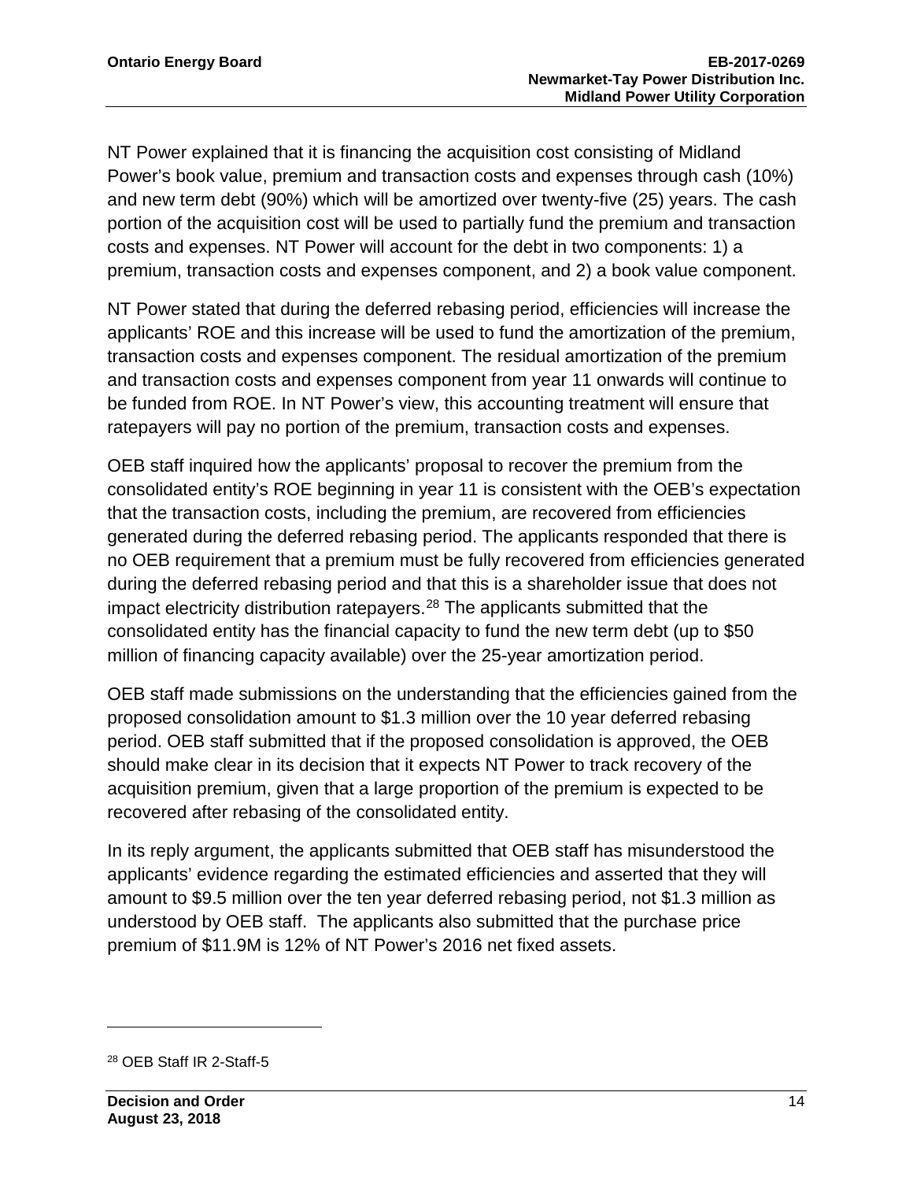NT Power explained that it is financing the acquisition cost consisting of Midland Power's book value, premium and transaction costs and expenses through cash (10%) and new term debt (90%) which will be amortized over twenty-five (25) years. The cash portion of the acquisition cost will be used to partially fund the premium and transaction costs and expenses. NT Power will account for the debt in two components: 1) a premium, transaction costs and expenses component, and 2) a book value component.

NT Power stated that during the deferred rebasing period, efficiencies will increase the applicants' ROE and this increase will be used to fund the amortization of the premium, transaction costs and expenses component. The residual amortization of the premium and transaction costs and expenses component from year 11 onwards will continue to be funded from ROE. In NT Power's view, this accounting treatment will ensure that ratepayers will pay no portion of the premium, transaction costs and expenses.

OEB staff inquired how the applicants' proposal to recover the premium from the consolidated entity's ROE beginning in year 11 is consistent with the OEB's expectation that the transaction costs, including the premium, are recovered from efficiencies generated during the deferred rebasing period. The applicants responded that there is no OEB requirement that a premium must be fully recovered from efficiencies generated during the deferred rebasing period and that this is a shareholder issue that does not impact electricity distribution ratepayers.[28] The applicants submitted that the consolidated entity has the financial capacity to fund the new term debt (up to $50 million of financing capacity available) over the 25-year amortization period.

OEB staff made submissions on the understanding that the efficiencies gained from the proposed consolidation amount to $1.3 million over the 10 year deferred rebasing period. OEB staff submitted that if the proposed consolidation is approved, the OEB should make clear in its decision that it expects NT Power to track recovery of the acquisition premium, given that a large proportion of the premium is expected to be recovered after rebasing of the consolidated entity.

In its reply argument, the applicants submitted that OEB staff has misunderstood the applicants' evidence regarding the estimated efficiencies and asserted that they will amount to $9.5 million over the ten year deferred rebasing period, not $1.3 million as understood by OEB staff. The applicants also submitted that the purchase price premium of $11.9M is 12% of NT Power's 2016 net fixed assets.

[28] OEB Staff IR 2-Staff-5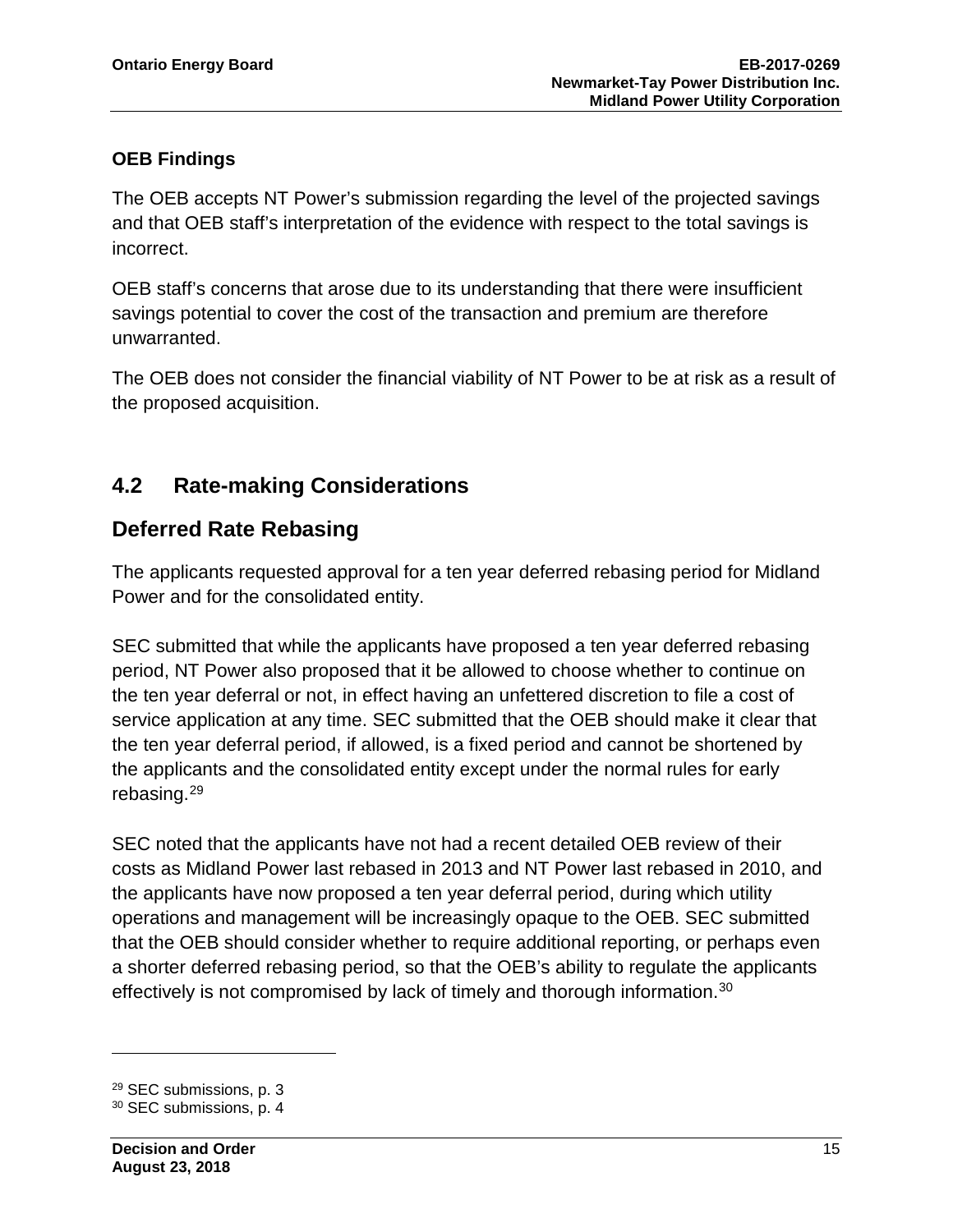### OEB Findings

The OEB accepts NT Power's submission regarding the level of the projected savings and that OEB staff's interpretation of the evidence with respect to the total savings is incorrect.

OEB staff's concerns that arose due to its understanding that there were insufficient savings potential to cover the cost of the transaction and premium are therefore unwarranted.

The OEB does not consider the financial viability of NT Power to be at risk as a result of the proposed acquisition.

## 4.2 Rate-making Considerations

## Deferred Rate Rebasing

The applicants requested approval for a ten year deferred rebasing period for Midland Power and for the consolidated entity.

SEC submitted that while the applicants have proposed a ten year deferred rebasing period, NT Power also proposed that it be allowed to choose whether to continue on the ten year deferral or not, in effect having an unfettered discretion to file a cost of service application at any time. SEC submitted that the OEB should make it clear that the ten year deferral period, if allowed, is a fixed period and cannot be shortened by the applicants and the consolidated entity except under the normal rules for early rebasing.[29]

SEC noted that the applicants have not had a recent detailed OEB review of their costs as Midland Power last rebased in 2013 and NT Power last rebased in 2010, and the applicants have now proposed a ten year deferral period, during which utility operations and management will be increasingly opaque to the OEB. SEC submitted that the OEB should consider whether to require additional reporting, or perhaps even a shorter deferred rebasing period, so that the OEB's ability to regulate the applicants effectively is not compromised by lack of timely and thorough information.[30]

[29] SEC submissions, p. 3
[30] SEC submissions, p. 4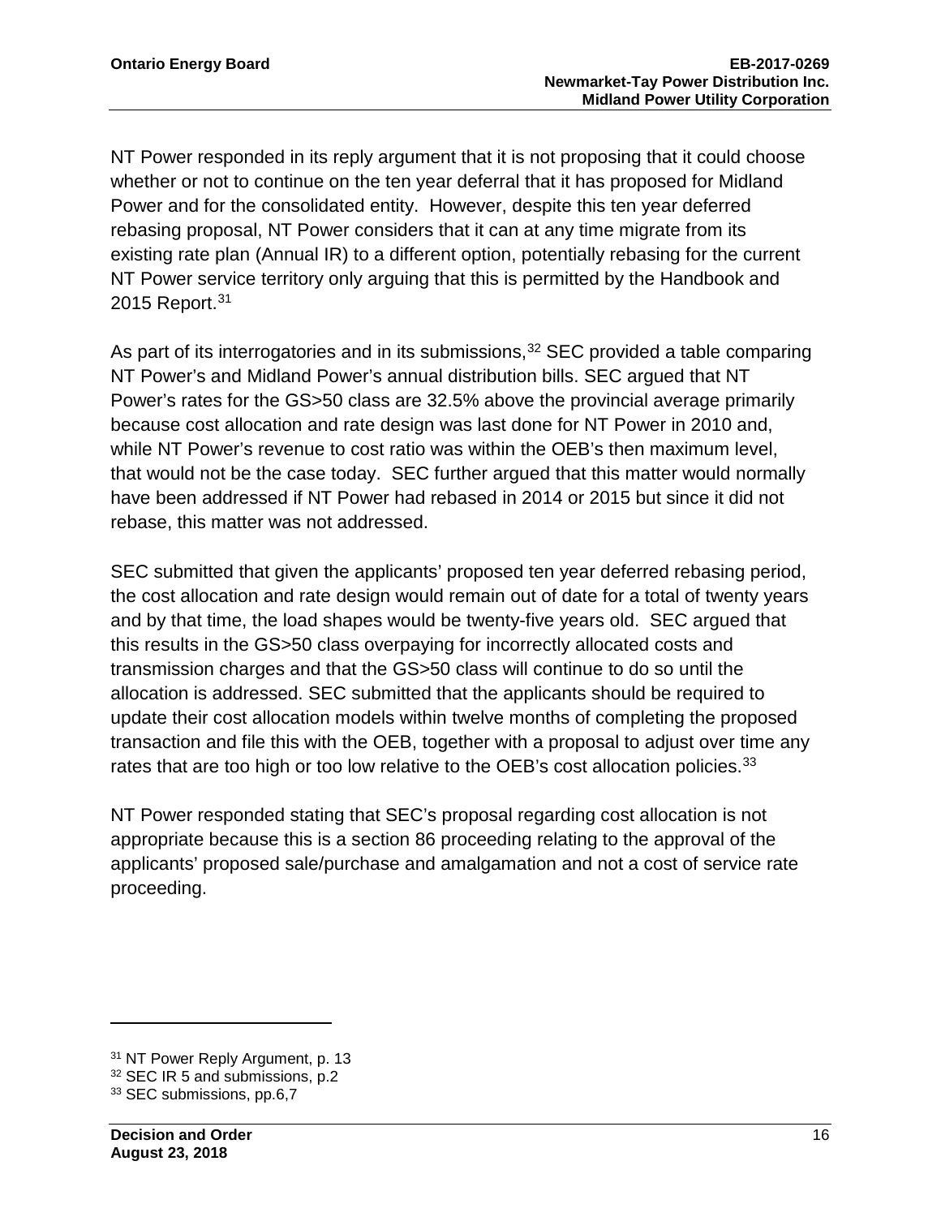NT Power responded in its reply argument that it is not proposing that it could choose whether or not to continue on the ten year deferral that it has proposed for Midland Power and for the consolidated entity. However, despite this ten year deferred rebasing proposal, NT Power considers that it can at any time migrate from its existing rate plan (Annual IR) to a different option, potentially rebasing for the current NT Power service territory only arguing that this is permitted by the Handbook and 2015 Report.[31]

As part of its interrogatories and in its submissions,[32] SEC provided a table comparing NT Power's and Midland Power's annual distribution bills. SEC argued that NT Power's rates for the GS>50 class are 32.5% above the provincial average primarily because cost allocation and rate design was last done for NT Power in 2010 and, while NT Power's revenue to cost ratio was within the OEB's then maximum level, that would not be the case today. SEC further argued that this matter would normally have been addressed if NT Power had rebased in 2014 or 2015 but since it did not rebase, this matter was not addressed.

SEC submitted that given the applicants' proposed ten year deferred rebasing period, the cost allocation and rate design would remain out of date for a total of twenty years and by that time, the load shapes would be twenty-five years old. SEC argued that this results in the GS>50 class overpaying for incorrectly allocated costs and transmission charges and that the GS>50 class will continue to do so until the allocation is addressed. SEC submitted that the applicants should be required to update their cost allocation models within twelve months of completing the proposed transaction and file this with the OEB, together with a proposal to adjust over time any rates that are too high or too low relative to the OEB's cost allocation policies.[33]

NT Power responded stating that SEC's proposal regarding cost allocation is not appropriate because this is a section 86 proceeding relating to the approval of the applicants' proposed sale/purchase and amalgamation and not a cost of service rate proceeding.

---

[31] NT Power Reply Argument, p. 13

[32] SEC IR 5 and submissions, p.2

[33] SEC submissions, pp.6,7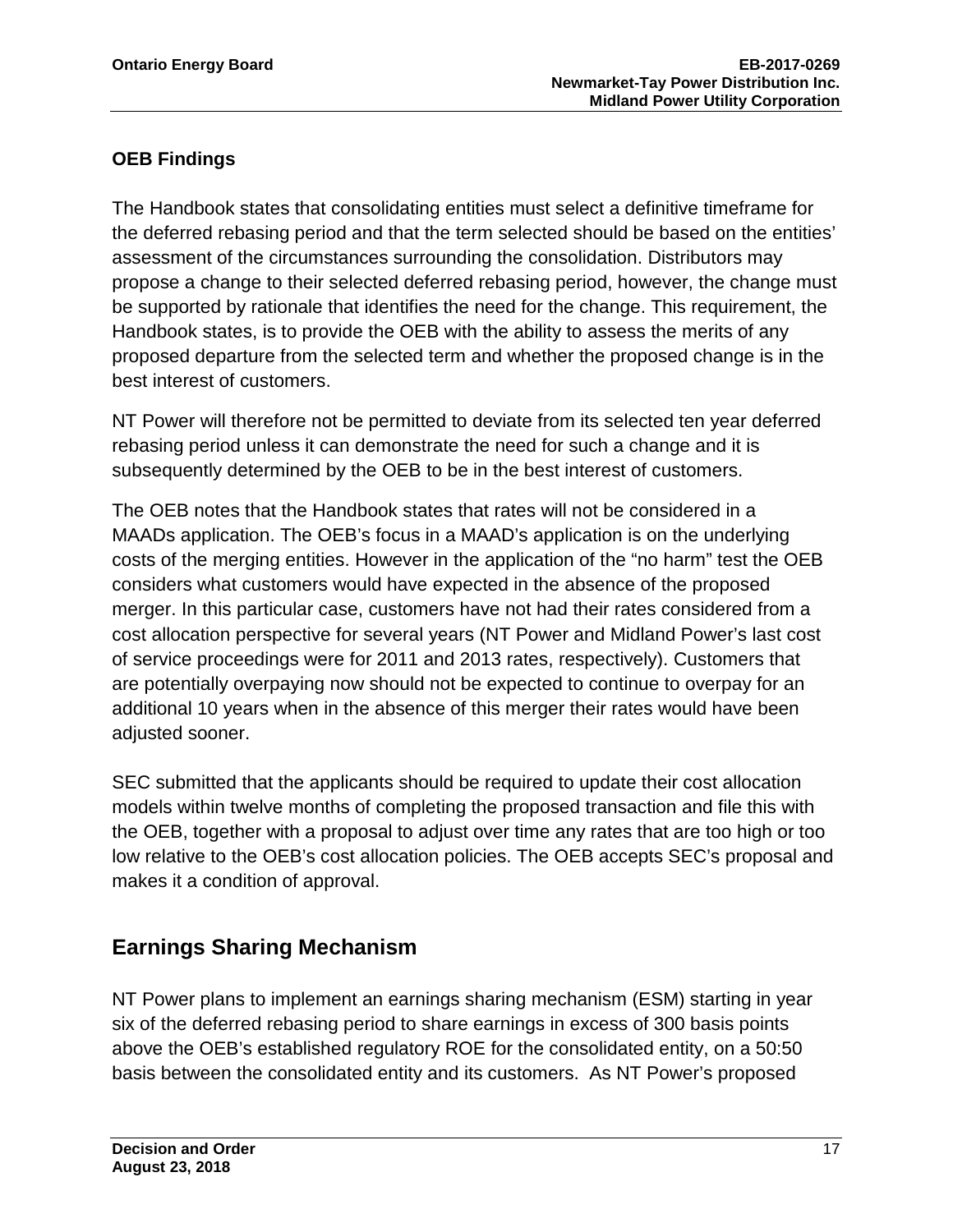### OEB Findings

The Handbook states that consolidating entities must select a definitive timeframe for the deferred rebasing period and that the term selected should be based on the entities' assessment of the circumstances surrounding the consolidation. Distributors may propose a change to their selected deferred rebasing period, however, the change must be supported by rationale that identifies the need for the change. This requirement, the Handbook states, is to provide the OEB with the ability to assess the merits of any proposed departure from the selected term and whether the proposed change is in the best interest of customers.

NT Power will therefore not be permitted to deviate from its selected ten year deferred rebasing period unless it can demonstrate the need for such a change and it is subsequently determined by the OEB to be in the best interest of customers.

The OEB notes that the Handbook states that rates will not be considered in a MAADs application. The OEB's focus in a MAAD's application is on the underlying costs of the merging entities. However in the application of the "no harm" test the OEB considers what customers would have expected in the absence of the proposed merger. In this particular case, customers have not had their rates considered from a cost allocation perspective for several years (NT Power and Midland Power's last cost of service proceedings were for 2011 and 2013 rates, respectively). Customers that are potentially overpaying now should not be expected to continue to overpay for an additional 10 years when in the absence of this merger their rates would have been adjusted sooner.

SEC submitted that the applicants should be required to update their cost allocation models within twelve months of completing the proposed transaction and file this with the OEB, together with a proposal to adjust over time any rates that are too high or too low relative to the OEB's cost allocation policies. The OEB accepts SEC's proposal and makes it a condition of approval.

## Earnings Sharing Mechanism

NT Power plans to implement an earnings sharing mechanism (ESM) starting in year six of the deferred rebasing period to share earnings in excess of 300 basis points above the OEB's established regulatory ROE for the consolidated entity, on a 50:50 basis between the consolidated entity and its customers. As NT Power's proposed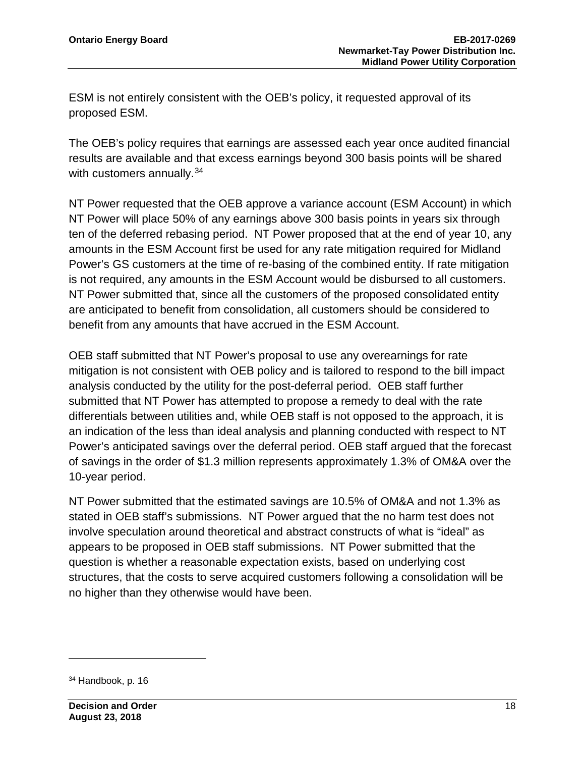ESM is not entirely consistent with the OEB's policy, it requested approval of its proposed ESM.

The OEB's policy requires that earnings are assessed each year once audited financial results are available and that excess earnings beyond 300 basis points will be shared with customers annually.[34]

NT Power requested that the OEB approve a variance account (ESM Account) in which NT Power will place 50% of any earnings above 300 basis points in years six through ten of the deferred rebasing period. NT Power proposed that at the end of year 10, any amounts in the ESM Account first be used for any rate mitigation required for Midland Power's GS customers at the time of re-basing of the combined entity. If rate mitigation is not required, any amounts in the ESM Account would be disbursed to all customers. NT Power submitted that, since all the customers of the proposed consolidated entity are anticipated to benefit from consolidation, all customers should be considered to benefit from any amounts that have accrued in the ESM Account.

OEB staff submitted that NT Power's proposal to use any overearnings for rate mitigation is not consistent with OEB policy and is tailored to respond to the bill impact analysis conducted by the utility for the post-deferral period. OEB staff further submitted that NT Power has attempted to propose a remedy to deal with the rate differentials between utilities and, while OEB staff is not opposed to the approach, it is an indication of the less than ideal analysis and planning conducted with respect to NT Power's anticipated savings over the deferral period. OEB staff argued that the forecast of savings in the order of $1.3 million represents approximately 1.3% of OM&A over the 10-year period.

NT Power submitted that the estimated savings are 10.5% of OM&A and not 1.3% as stated in OEB staff's submissions. NT Power argued that the no harm test does not involve speculation around theoretical and abstract constructs of what is "ideal" as appears to be proposed in OEB staff submissions. NT Power submitted that the question is whether a reasonable expectation exists, based on underlying cost structures, that the costs to serve acquired customers following a consolidation will be no higher than they otherwise would have been.

---

[34] Handbook, p. 16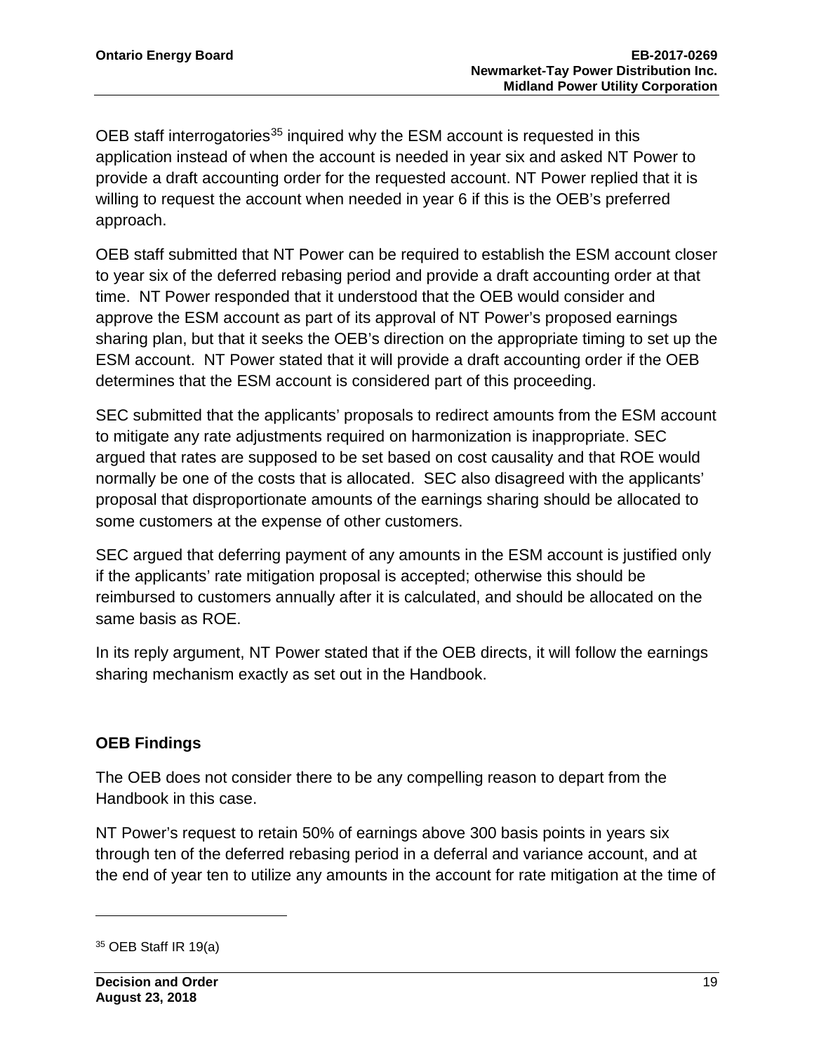OEB staff interrogatories[35] inquired why the ESM account is requested in this application instead of when the account is needed in year six and asked NT Power to provide a draft accounting order for the requested account. NT Power replied that it is willing to request the account when needed in year 6 if this is the OEB's preferred approach.

OEB staff submitted that NT Power can be required to establish the ESM account closer to year six of the deferred rebasing period and provide a draft accounting order at that time. NT Power responded that it understood that the OEB would consider and approve the ESM account as part of its approval of NT Power's proposed earnings sharing plan, but that it seeks the OEB's direction on the appropriate timing to set up the ESM account. NT Power stated that it will provide a draft accounting order if the OEB determines that the ESM account is considered part of this proceeding.

SEC submitted that the applicants' proposals to redirect amounts from the ESM account to mitigate any rate adjustments required on harmonization is inappropriate. SEC argued that rates are supposed to be set based on cost causality and that ROE would normally be one of the costs that is allocated. SEC also disagreed with the applicants' proposal that disproportionate amounts of the earnings sharing should be allocated to some customers at the expense of other customers.

SEC argued that deferring payment of any amounts in the ESM account is justified only if the applicants' rate mitigation proposal is accepted; otherwise this should be reimbursed to customers annually after it is calculated, and should be allocated on the same basis as ROE.

In its reply argument, NT Power stated that if the OEB directs, it will follow the earnings sharing mechanism exactly as set out in the Handbook.

### OEB Findings

The OEB does not consider there to be any compelling reason to depart from the Handbook in this case.

NT Power's request to retain 50% of earnings above 300 basis points in years six through ten of the deferred rebasing period in a deferral and variance account, and at the end of year ten to utilize any amounts in the account for rate mitigation at the time of

[35] OEB Staff IR 19(a)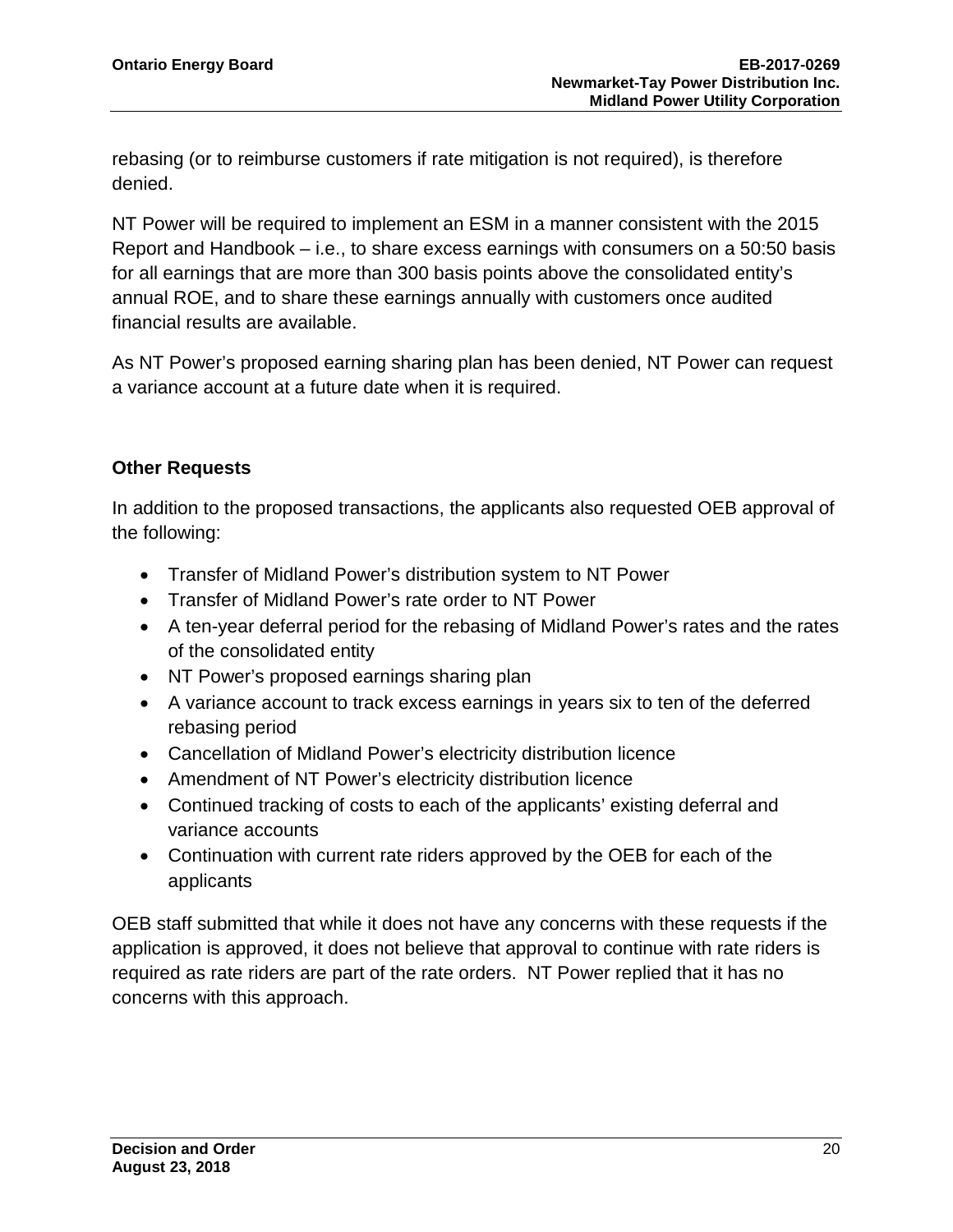rebasing (or to reimburse customers if rate mitigation is not required), is therefore denied.

NT Power will be required to implement an ESM in a manner consistent with the 2015 Report and Handbook – i.e., to share excess earnings with consumers on a 50:50 basis for all earnings that are more than 300 basis points above the consolidated entity's annual ROE, and to share these earnings annually with customers once audited financial results are available.

As NT Power's proposed earning sharing plan has been denied, NT Power can request a variance account at a future date when it is required.

## Other Requests

In addition to the proposed transactions, the applicants also requested OEB approval of the following:

- Transfer of Midland Power's distribution system to NT Power
- Transfer of Midland Power's rate order to NT Power
- A ten-year deferral period for the rebasing of Midland Power's rates and the rates of the consolidated entity
- NT Power's proposed earnings sharing plan
- A variance account to track excess earnings in years six to ten of the deferred rebasing period
- Cancellation of Midland Power's electricity distribution licence
- Amendment of NT Power's electricity distribution licence
- Continued tracking of costs to each of the applicants' existing deferral and variance accounts
- Continuation with current rate riders approved by the OEB for each of the applicants

OEB staff submitted that while it does not have any concerns with these requests if the application is approved, it does not believe that approval to continue with rate riders is required as rate riders are part of the rate orders. NT Power replied that it has no concerns with this approach.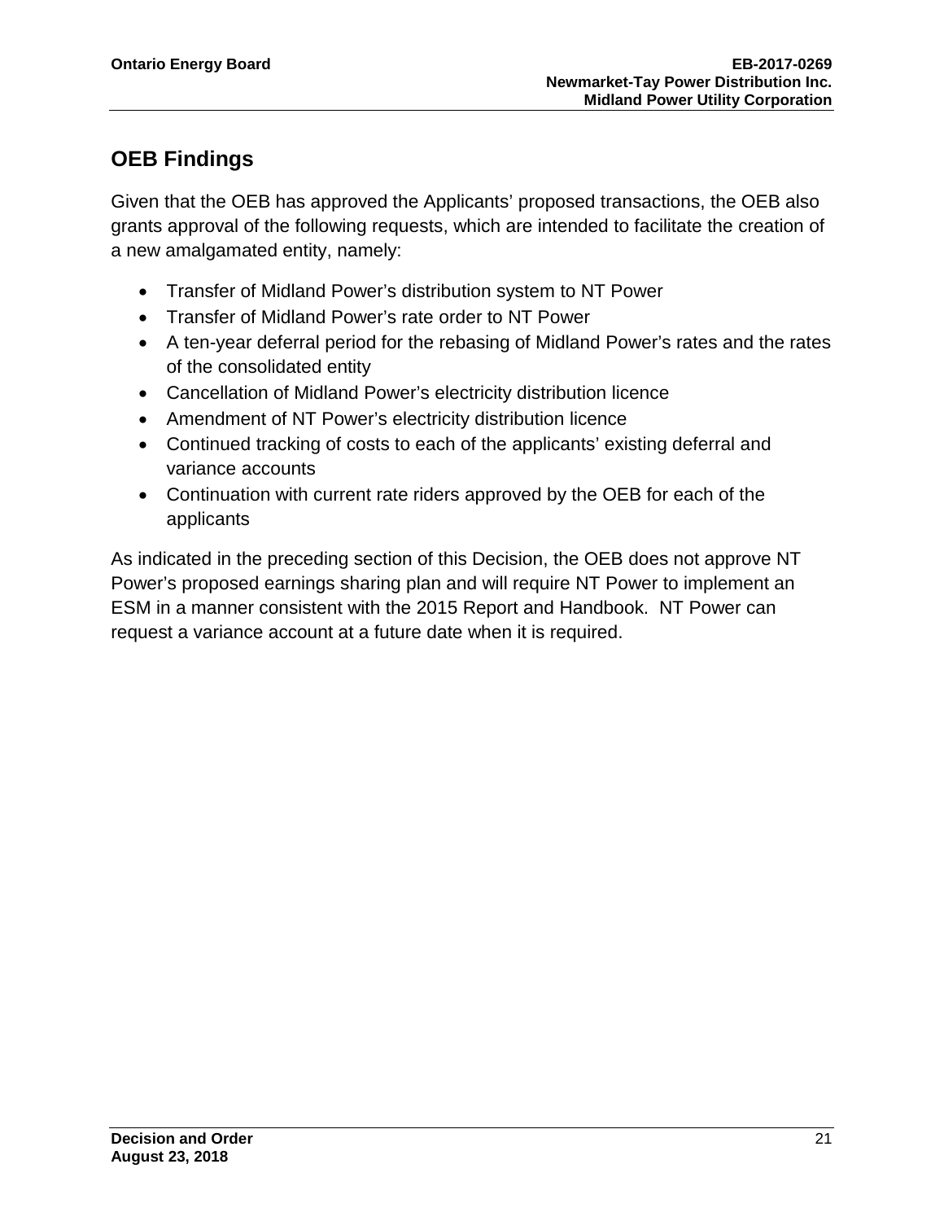## OEB Findings

Given that the OEB has approved the Applicants' proposed transactions, the OEB also grants approval of the following requests, which are intended to facilitate the creation of a new amalgamated entity, namely:

- Transfer of Midland Power's distribution system to NT Power
- Transfer of Midland Power's rate order to NT Power
- A ten-year deferral period for the rebasing of Midland Power's rates and the rates of the consolidated entity
- Cancellation of Midland Power's electricity distribution licence
- Amendment of NT Power's electricity distribution licence
- Continued tracking of costs to each of the applicants' existing deferral and variance accounts
- Continuation with current rate riders approved by the OEB for each of the applicants

As indicated in the preceding section of this Decision, the OEB does not approve NT Power's proposed earnings sharing plan and will require NT Power to implement an ESM in a manner consistent with the 2015 Report and Handbook. NT Power can request a variance account at a future date when it is required.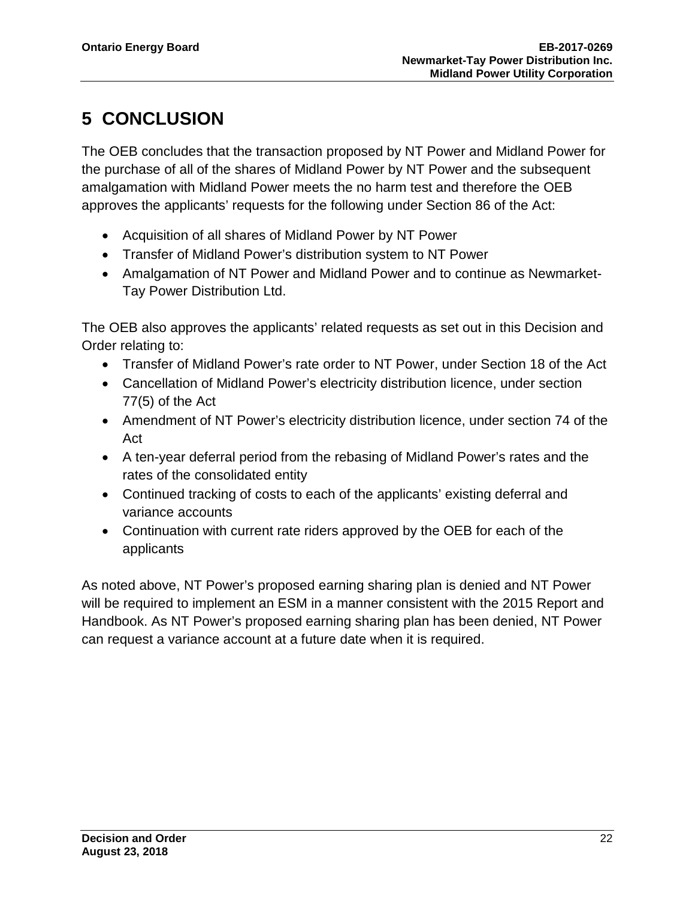# 5 CONCLUSION

The OEB concludes that the transaction proposed by NT Power and Midland Power for the purchase of all of the shares of Midland Power by NT Power and the subsequent amalgamation with Midland Power meets the no harm test and therefore the OEB approves the applicants' requests for the following under Section 86 of the Act:

- Acquisition of all shares of Midland Power by NT Power
- Transfer of Midland Power's distribution system to NT Power
- Amalgamation of NT Power and Midland Power and to continue as Newmarket-Tay Power Distribution Ltd.

The OEB also approves the applicants' related requests as set out in this Decision and Order relating to:

- Transfer of Midland Power's rate order to NT Power, under Section 18 of the Act
- Cancellation of Midland Power's electricity distribution licence, under section 77(5) of the Act
- Amendment of NT Power's electricity distribution licence, under section 74 of the Act
- A ten-year deferral period from the rebasing of Midland Power's rates and the rates of the consolidated entity
- Continued tracking of costs to each of the applicants' existing deferral and variance accounts
- Continuation with current rate riders approved by the OEB for each of the applicants

As noted above, NT Power's proposed earning sharing plan is denied and NT Power will be required to implement an ESM in a manner consistent with the 2015 Report and Handbook. As NT Power's proposed earning sharing plan has been denied, NT Power can request a variance account at a future date when it is required.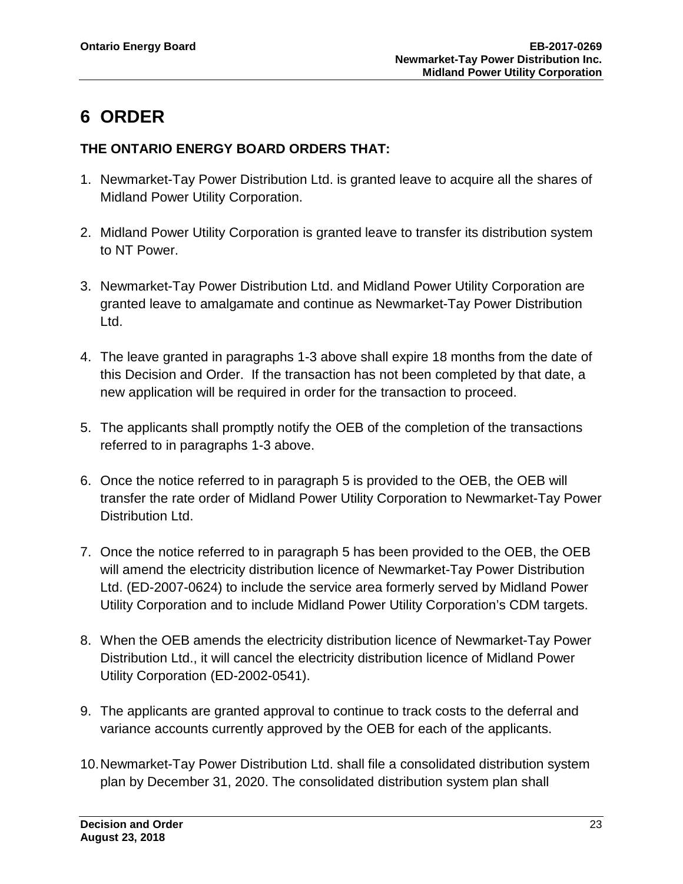# 6 ORDER

**THE ONTARIO ENERGY BOARD ORDERS THAT:**

1. Newmarket-Tay Power Distribution Ltd. is granted leave to acquire all the shares of Midland Power Utility Corporation.

2. Midland Power Utility Corporation is granted leave to transfer its distribution system to NT Power.

3. Newmarket-Tay Power Distribution Ltd. and Midland Power Utility Corporation are granted leave to amalgamate and continue as Newmarket-Tay Power Distribution Ltd.

4. The leave granted in paragraphs 1-3 above shall expire 18 months from the date of this Decision and Order. If the transaction has not been completed by that date, a new application will be required in order for the transaction to proceed.

5. The applicants shall promptly notify the OEB of the completion of the transactions referred to in paragraphs 1-3 above.

6. Once the notice referred to in paragraph 5 is provided to the OEB, the OEB will transfer the rate order of Midland Power Utility Corporation to Newmarket-Tay Power Distribution Ltd.

7. Once the notice referred to in paragraph 5 has been provided to the OEB, the OEB will amend the electricity distribution licence of Newmarket-Tay Power Distribution Ltd. (ED-2007-0624) to include the service area formerly served by Midland Power Utility Corporation and to include Midland Power Utility Corporation's CDM targets.

8. When the OEB amends the electricity distribution licence of Newmarket-Tay Power Distribution Ltd., it will cancel the electricity distribution licence of Midland Power Utility Corporation (ED-2002-0541).

9. The applicants are granted approval to continue to track costs to the deferral and variance accounts currently approved by the OEB for each of the applicants.

10. Newmarket-Tay Power Distribution Ltd. shall file a consolidated distribution system plan by December 31, 2020. The consolidated distribution system plan shall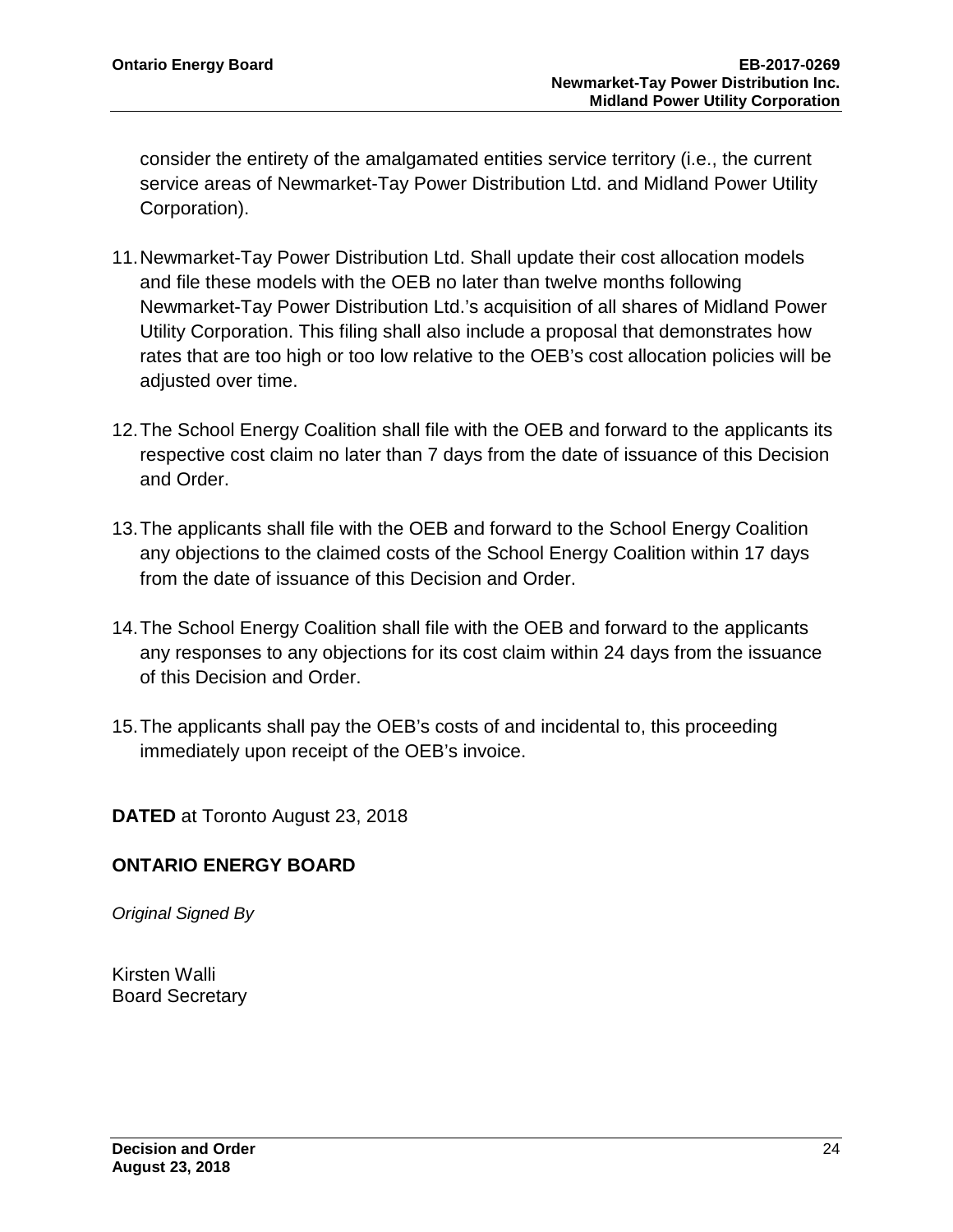consider the entirety of the amalgamated entities service territory (i.e., the current service areas of Newmarket-Tay Power Distribution Ltd. and Midland Power Utility Corporation).

11. Newmarket-Tay Power Distribution Ltd. Shall update their cost allocation models and file these models with the OEB no later than twelve months following Newmarket-Tay Power Distribution Ltd.'s acquisition of all shares of Midland Power Utility Corporation. This filing shall also include a proposal that demonstrates how rates that are too high or too low relative to the OEB's cost allocation policies will be adjusted over time.

12. The School Energy Coalition shall file with the OEB and forward to the applicants its respective cost claim no later than 7 days from the date of issuance of this Decision and Order.

13. The applicants shall file with the OEB and forward to the School Energy Coalition any objections to the claimed costs of the School Energy Coalition within 17 days from the date of issuance of this Decision and Order.

14. The School Energy Coalition shall file with the OEB and forward to the applicants any responses to any objections for its cost claim within 24 days from the issuance of this Decision and Order.

15. The applicants shall pay the OEB's costs of and incidental to, this proceeding immediately upon receipt of the OEB's invoice.

**DATED** at Toronto August 23, 2018

**ONTARIO ENERGY BOARD**

*Original Signed By*

Kirsten Walli
Board Secretary